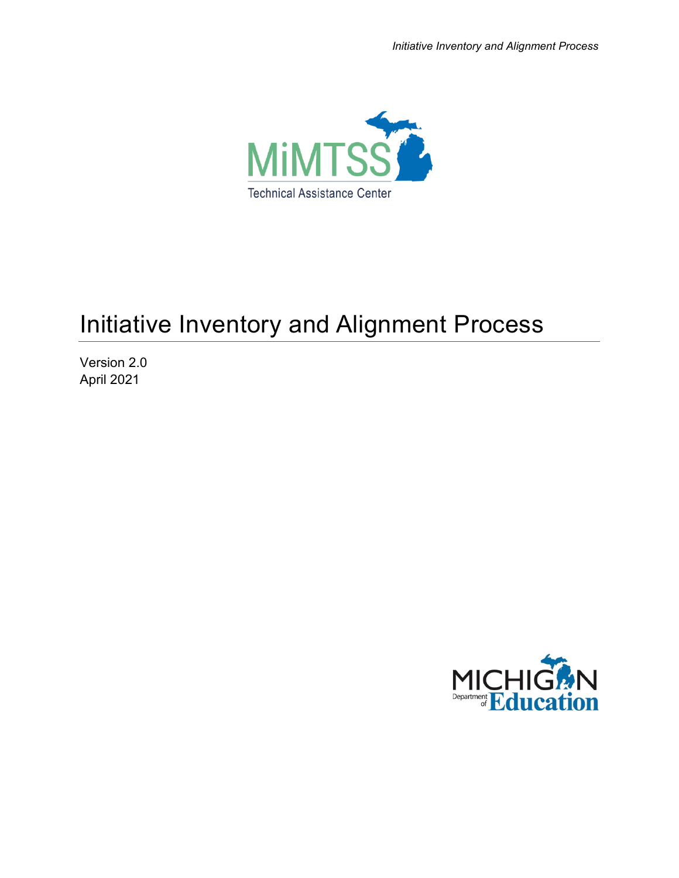MiMTSS

Technical Assistance Center

# Initiative Inventory and Alignment Process

Version 2.0
April 2021

MICHIGAN
Department of Education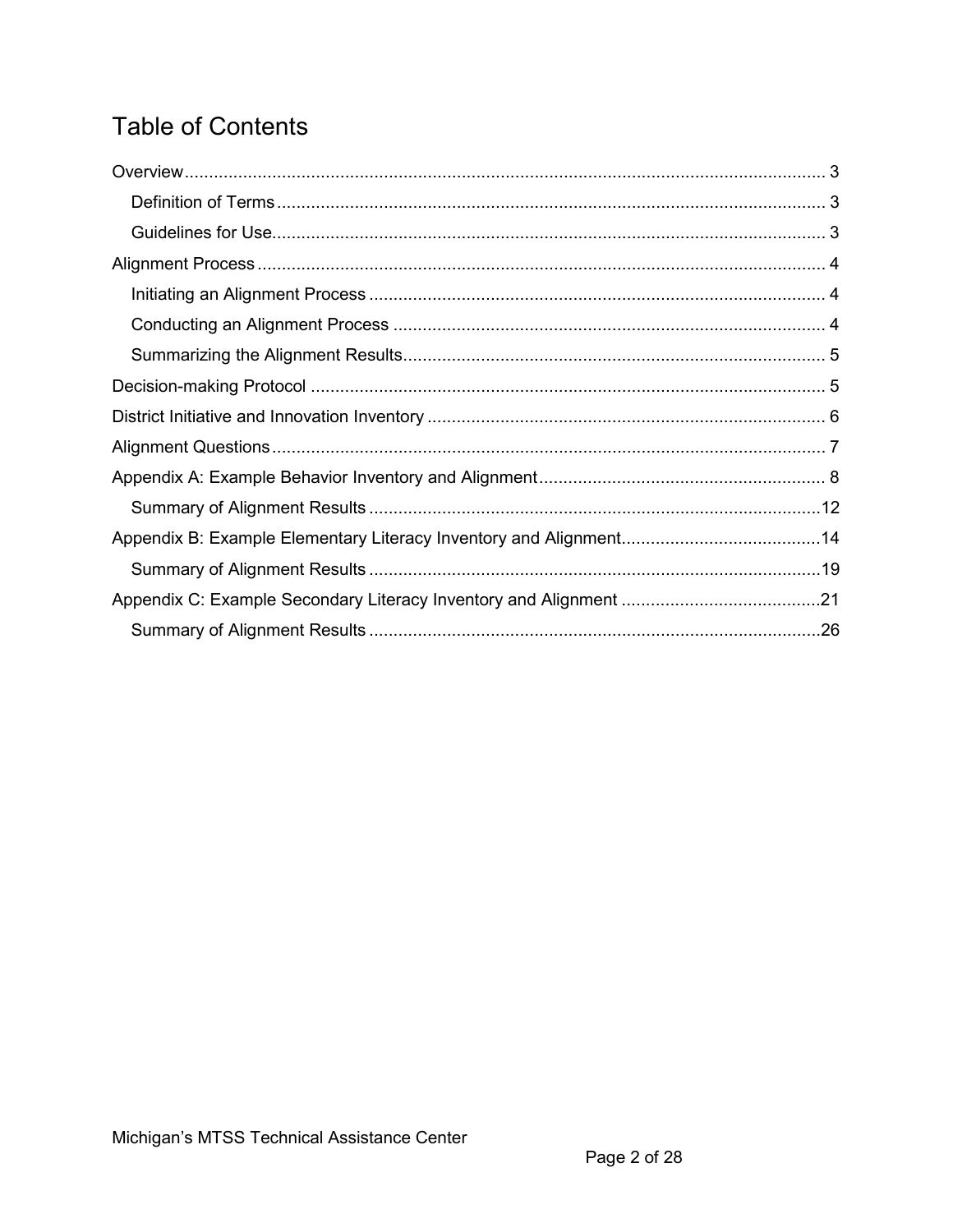# Table of Contents

- Overview ........ 3
  - Definition of Terms ........ 3
  - Guidelines for Use ........ 3
- Alignment Process ........ 4
  - Initiating an Alignment Process ........ 4
  - Conducting an Alignment Process ........ 4
  - Summarizing the Alignment Results ........ 5
- Decision-making Protocol ........ 5
- District Initiative and Innovation Inventory ........ 6
- Alignment Questions ........ 7
- Appendix A: Example Behavior Inventory and Alignment ........ 8
  - Summary of Alignment Results ........ 12
- Appendix B: Example Elementary Literacy Inventory and Alignment ........ 14
  - Summary of Alignment Results ........ 19
- Appendix C: Example Secondary Literacy Inventory and Alignment ........ 21
  - Summary of Alignment Results ........ 26

Michigan's MTSS Technical Assistance Center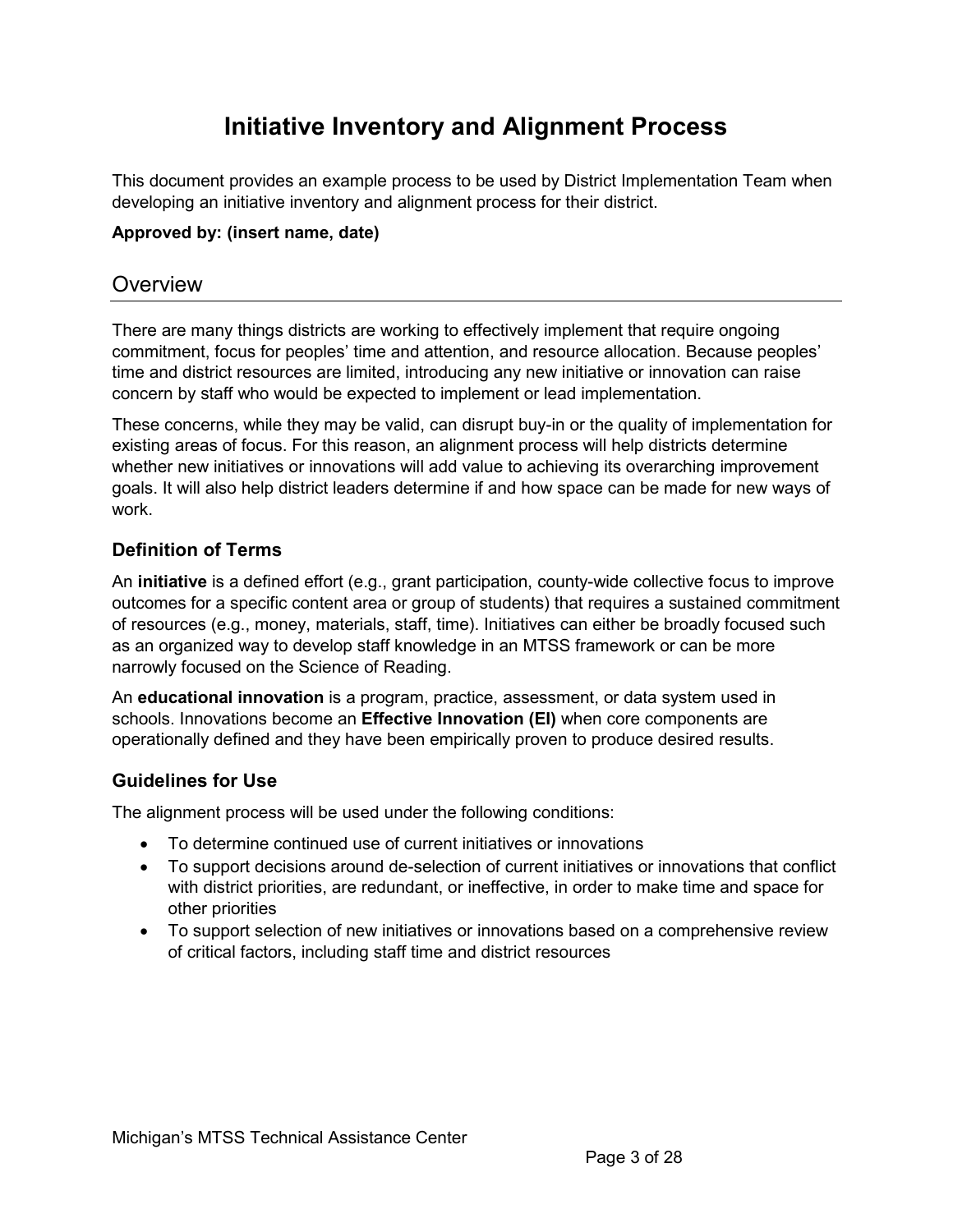# Initiative Inventory and Alignment Process

This document provides an example process to be used by District Implementation Team when developing an initiative inventory and alignment process for their district.

**Approved by: (insert name, date)**

## Overview

There are many things districts are working to effectively implement that require ongoing commitment, focus for peoples' time and attention, and resource allocation. Because peoples' time and district resources are limited, introducing any new initiative or innovation can raise concern by staff who would be expected to implement or lead implementation.

These concerns, while they may be valid, can disrupt buy-in or the quality of implementation for existing areas of focus. For this reason, an alignment process will help districts determine whether new initiatives or innovations will add value to achieving its overarching improvement goals. It will also help district leaders determine if and how space can be made for new ways of work.

### Definition of Terms

An **initiative** is a defined effort (e.g., grant participation, county-wide collective focus to improve outcomes for a specific content area or group of students) that requires a sustained commitment of resources (e.g., money, materials, staff, time). Initiatives can either be broadly focused such as an organized way to develop staff knowledge in an MTSS framework or can be more narrowly focused on the Science of Reading.

An **educational innovation** is a program, practice, assessment, or data system used in schools. Innovations become an **Effective Innovation (EI)** when core components are operationally defined and they have been empirically proven to produce desired results.

### Guidelines for Use

The alignment process will be used under the following conditions:

- To determine continued use of current initiatives or innovations
- To support decisions around de-selection of current initiatives or innovations that conflict with district priorities, are redundant, or ineffective, in order to make time and space for other priorities
- To support selection of new initiatives or innovations based on a comprehensive review of critical factors, including staff time and district resources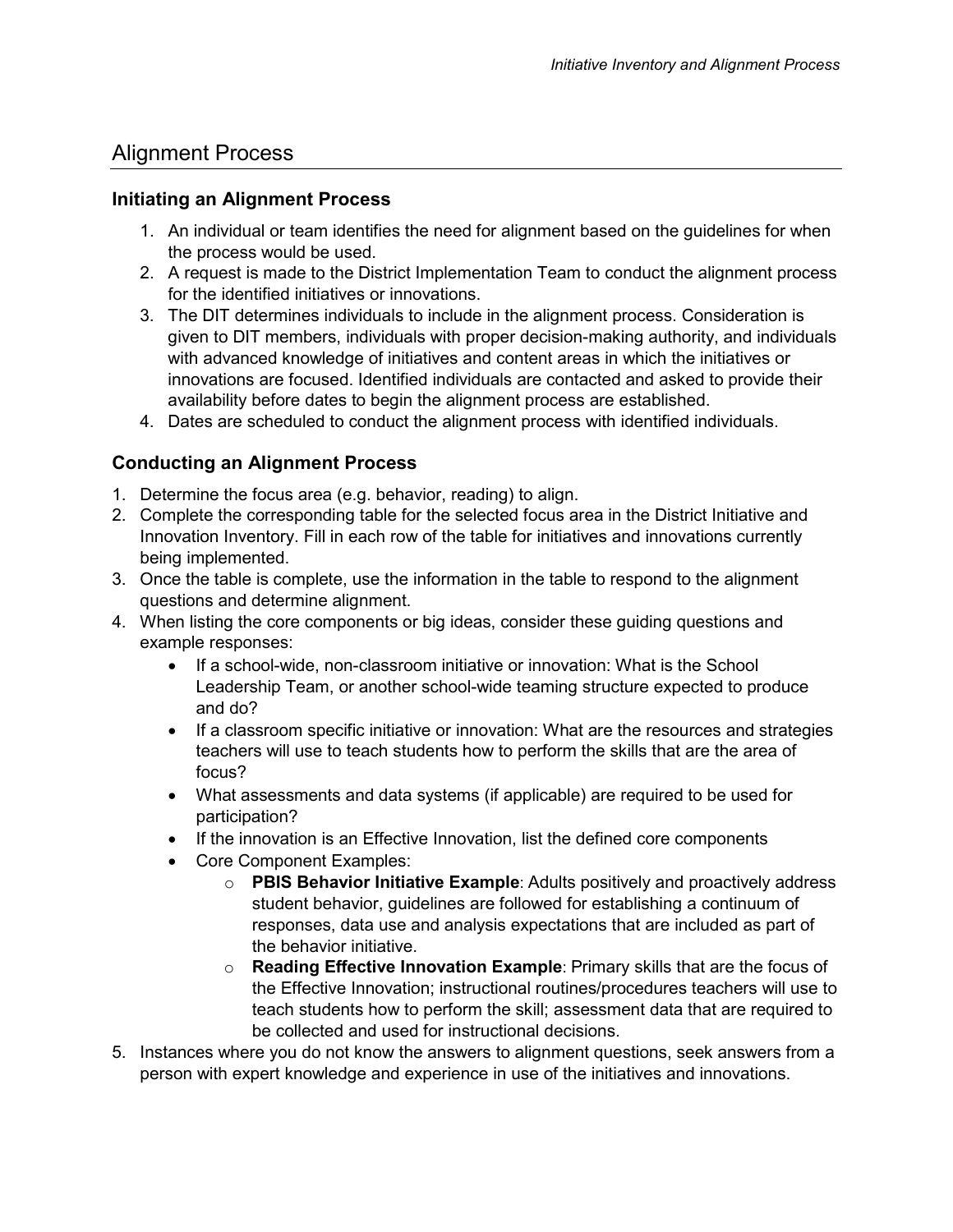## Alignment Process

### Initiating an Alignment Process

1. An individual or team identifies the need for alignment based on the guidelines for when the process would be used.
2. A request is made to the District Implementation Team to conduct the alignment process for the identified initiatives or innovations.
3. The DIT determines individuals to include in the alignment process. Consideration is given to DIT members, individuals with proper decision-making authority, and individuals with advanced knowledge of initiatives and content areas in which the initiatives or innovations are focused. Identified individuals are contacted and asked to provide their availability before dates to begin the alignment process are established.
4. Dates are scheduled to conduct the alignment process with identified individuals.

### Conducting an Alignment Process

1. Determine the focus area (e.g. behavior, reading) to align.
2. Complete the corresponding table for the selected focus area in the District Initiative and Innovation Inventory. Fill in each row of the table for initiatives and innovations currently being implemented.
3. Once the table is complete, use the information in the table to respond to the alignment questions and determine alignment.
4. When listing the core components or big ideas, consider these guiding questions and example responses:
   - If a school-wide, non-classroom initiative or innovation: What is the School Leadership Team, or another school-wide teaming structure expected to produce and do?
   - If a classroom specific initiative or innovation: What are the resources and strategies teachers will use to teach students how to perform the skills that are the area of focus?
   - What assessments and data systems (if applicable) are required to be used for participation?
   - If the innovation is an Effective Innovation, list the defined core components
   - Core Component Examples:
     - **PBIS Behavior Initiative Example**: Adults positively and proactively address student behavior, guidelines are followed for establishing a continuum of responses, data use and analysis expectations that are included as part of the behavior initiative.
     - **Reading Effective Innovation Example**: Primary skills that are the focus of the Effective Innovation; instructional routines/procedures teachers will use to teach students how to perform the skill; assessment data that are required to be collected and used for instructional decisions.
5. Instances where you do not know the answers to alignment questions, seek answers from a person with expert knowledge and experience in use of the initiatives and innovations.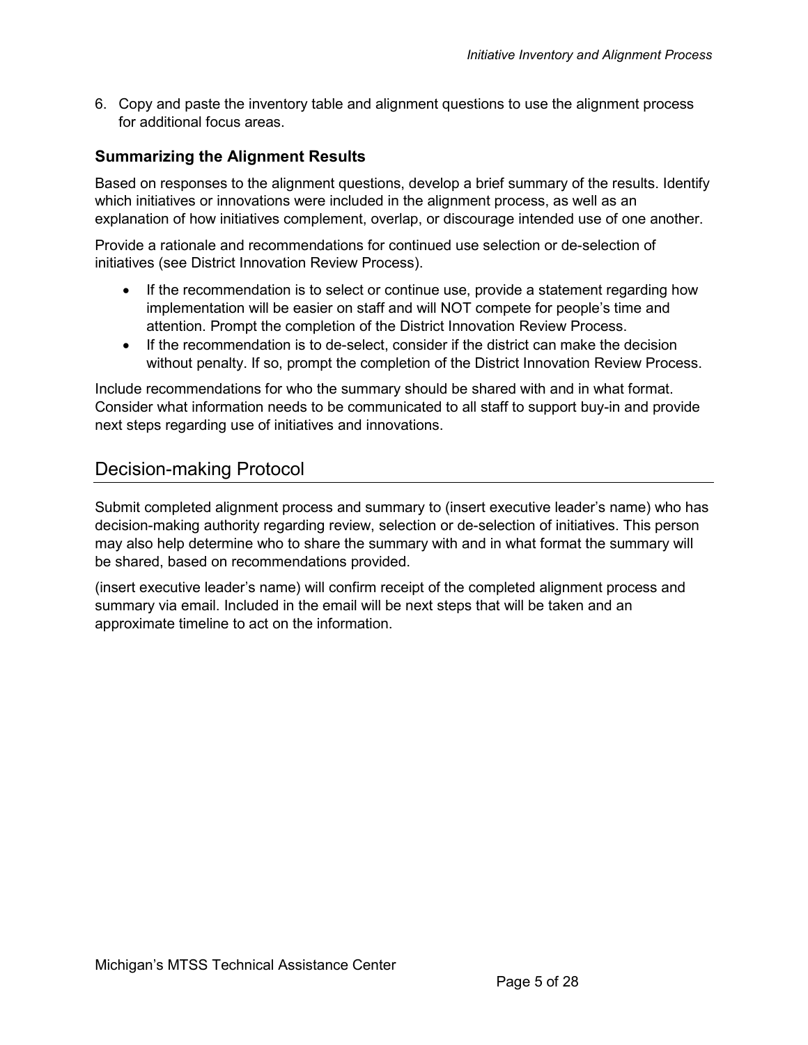6. Copy and paste the inventory table and alignment questions to use the alignment process for additional focus areas.

### Summarizing the Alignment Results

Based on responses to the alignment questions, develop a brief summary of the results. Identify which initiatives or innovations were included in the alignment process, as well as an explanation of how initiatives complement, overlap, or discourage intended use of one another.

Provide a rationale and recommendations for continued use selection or de-selection of initiatives (see District Innovation Review Process).

- If the recommendation is to select or continue use, provide a statement regarding how implementation will be easier on staff and will NOT compete for people's time and attention. Prompt the completion of the District Innovation Review Process.
- If the recommendation is to de-select, consider if the district can make the decision without penalty. If so, prompt the completion of the District Innovation Review Process.

Include recommendations for who the summary should be shared with and in what format. Consider what information needs to be communicated to all staff to support buy-in and provide next steps regarding use of initiatives and innovations.

## Decision-making Protocol

Submit completed alignment process and summary to (insert executive leader's name) who has decision-making authority regarding review, selection or de-selection of initiatives. This person may also help determine who to share the summary with and in what format the summary will be shared, based on recommendations provided.

(insert executive leader's name) will confirm receipt of the completed alignment process and summary via email. Included in the email will be next steps that will be taken and an approximate timeline to act on the information.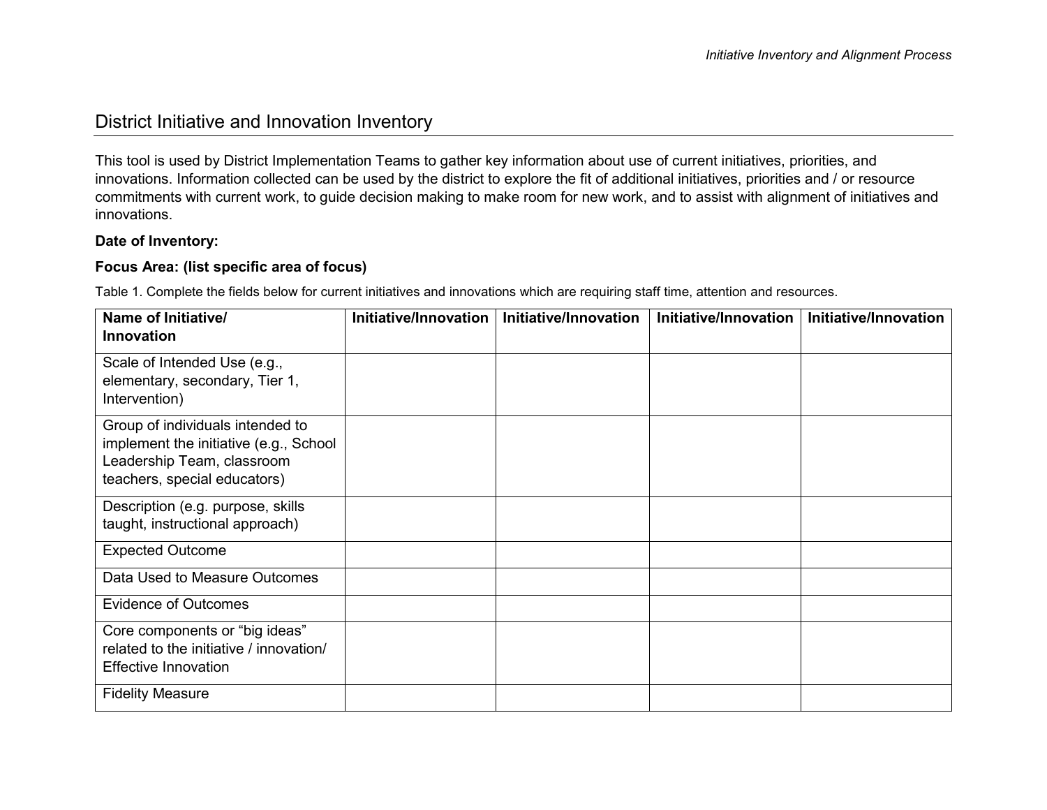## District Initiative and Innovation Inventory

This tool is used by District Implementation Teams to gather key information about use of current initiatives, priorities, and innovations. Information collected can be used by the district to explore the fit of additional initiatives, priorities and / or resource commitments with current work, to guide decision making to make room for new work, and to assist with alignment of initiatives and innovations.

**Date of Inventory:**

**Focus Area: (list specific area of focus)**

Table 1. Complete the fields below for current initiatives and innovations which are requiring staff time, attention and resources.

| **Name of Initiative/ Innovation** | **Initiative/Innovation** | **Initiative/Innovation** | **Initiative/Innovation** | **Initiative/Innovation** |
|---|---|---|---|---|
| Scale of Intended Use (e.g., elementary, secondary, Tier 1, Intervention) | | | | |
| Group of individuals intended to implement the initiative (e.g., School Leadership Team, classroom teachers, special educators) | | | | |
| Description (e.g. purpose, skills taught, instructional approach) | | | | |
| Expected Outcome | | | | |
| Data Used to Measure Outcomes | | | | |
| Evidence of Outcomes | | | | |
| Core components or “big ideas” related to the initiative / innovation/ Effective Innovation | | | | |
| Fidelity Measure | | | | |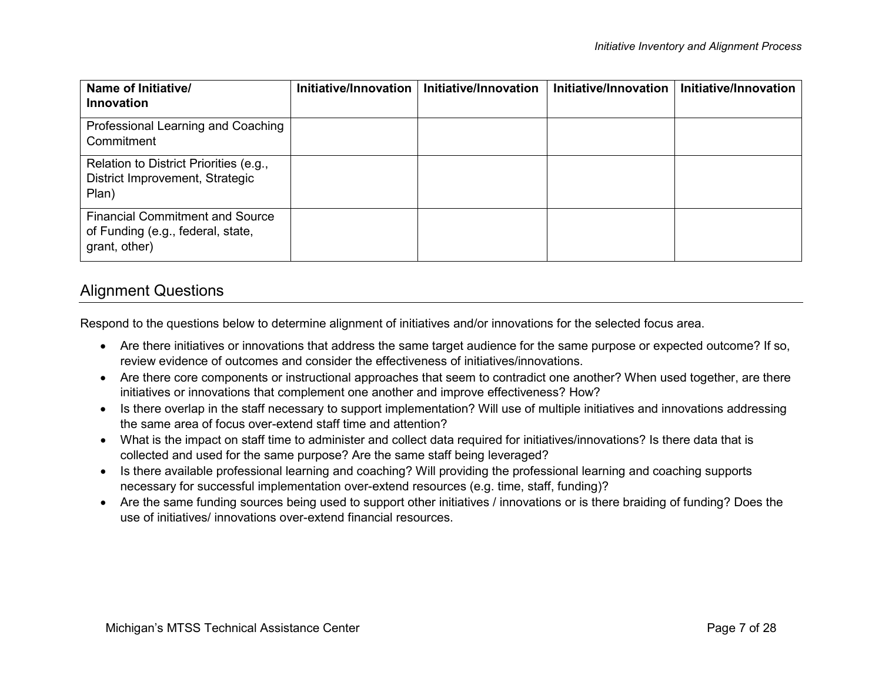| Name of Initiative/ Innovation | Initiative/Innovation | Initiative/Innovation | Initiative/Innovation | Initiative/Innovation |
|---|---|---|---|---|
| Professional Learning and Coaching Commitment | | | | |
| Relation to District Priorities (e.g., District Improvement, Strategic Plan) | | | | |
| Financial Commitment and Source of Funding (e.g., federal, state, grant, other) | | | | |

## Alignment Questions

Respond to the questions below to determine alignment of initiatives and/or innovations for the selected focus area.

- Are there initiatives or innovations that address the same target audience for the same purpose or expected outcome? If so, review evidence of outcomes and consider the effectiveness of initiatives/innovations.
- Are there core components or instructional approaches that seem to contradict one another? When used together, are there initiatives or innovations that complement one another and improve effectiveness? How?
- Is there overlap in the staff necessary to support implementation? Will use of multiple initiatives and innovations addressing the same area of focus over-extend staff time and attention?
- What is the impact on staff time to administer and collect data required for initiatives/innovations? Is there data that is collected and used for the same purpose? Are the same staff being leveraged?
- Is there available professional learning and coaching? Will providing the professional learning and coaching supports necessary for successful implementation over-extend resources (e.g. time, staff, funding)?
- Are the same funding sources being used to support other initiatives / innovations or is there braiding of funding? Does the use of initiatives/ innovations over-extend financial resources.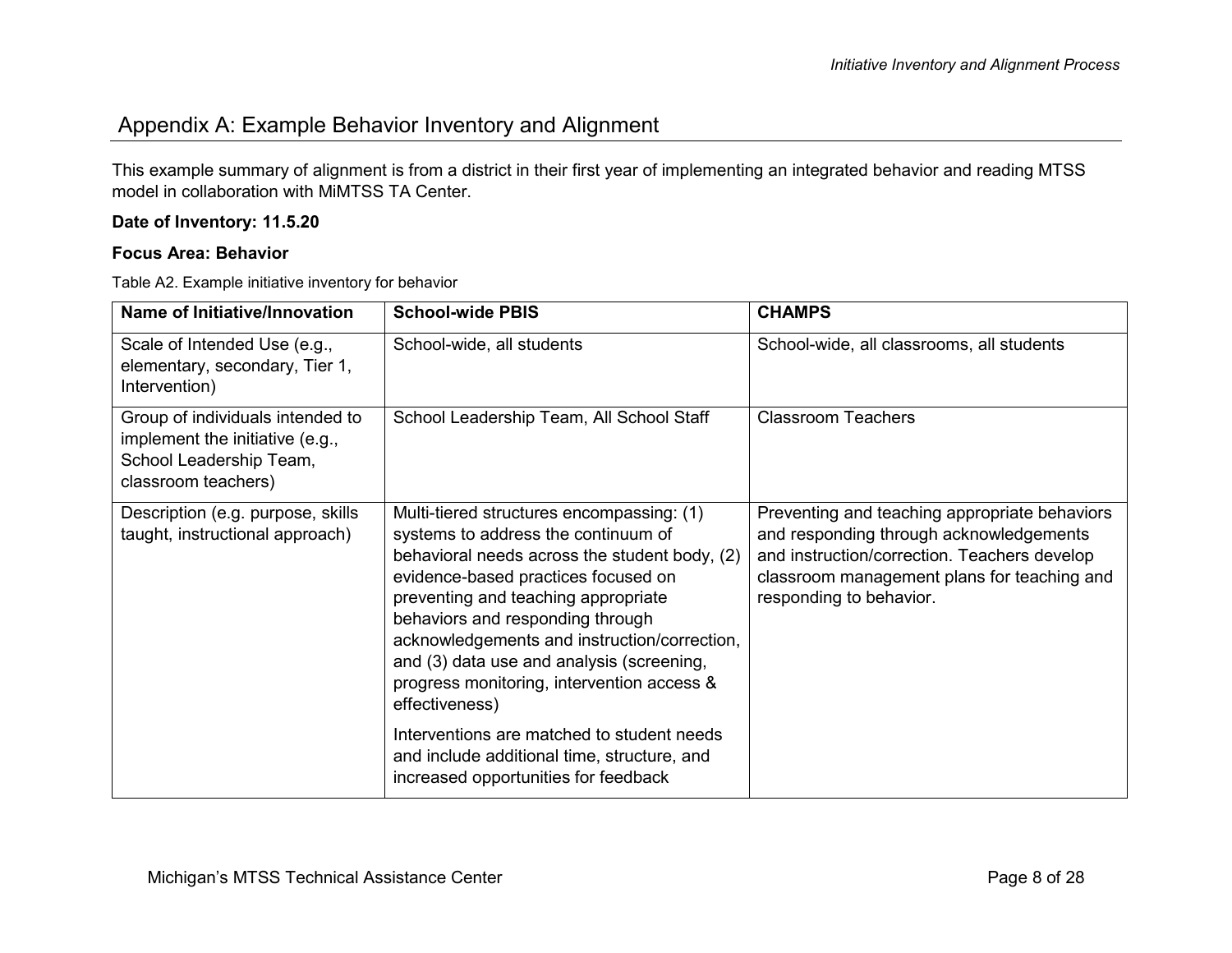## Appendix A: Example Behavior Inventory and Alignment

This example summary of alignment is from a district in their first year of implementing an integrated behavior and reading MTSS model in collaboration with MiMTSS TA Center.

**Date of Inventory: 11.5.20**

**Focus Area: Behavior**

Table A2. Example initiative inventory for behavior

| **Name of Initiative/Innovation** | **School-wide PBIS** | **CHAMPS** |
|---|---|---|
| Scale of Intended Use (e.g., elementary, secondary, Tier 1, Intervention) | School-wide, all students | School-wide, all classrooms, all students |
| Group of individuals intended to implement the initiative (e.g., School Leadership Team, classroom teachers) | School Leadership Team, All School Staff | Classroom Teachers |
| Description (e.g. purpose, skills taught, instructional approach) | Multi-tiered structures encompassing: (1) systems to address the continuum of behavioral needs across the student body, (2) evidence-based practices focused on preventing and teaching appropriate behaviors and responding through acknowledgements and instruction/correction, and (3) data use and analysis (screening, progress monitoring, intervention access & effectiveness)<br><br>Interventions are matched to student needs and include additional time, structure, and increased opportunities for feedback | Preventing and teaching appropriate behaviors and responding through acknowledgements and instruction/correction. Teachers develop classroom management plans for teaching and responding to behavior. |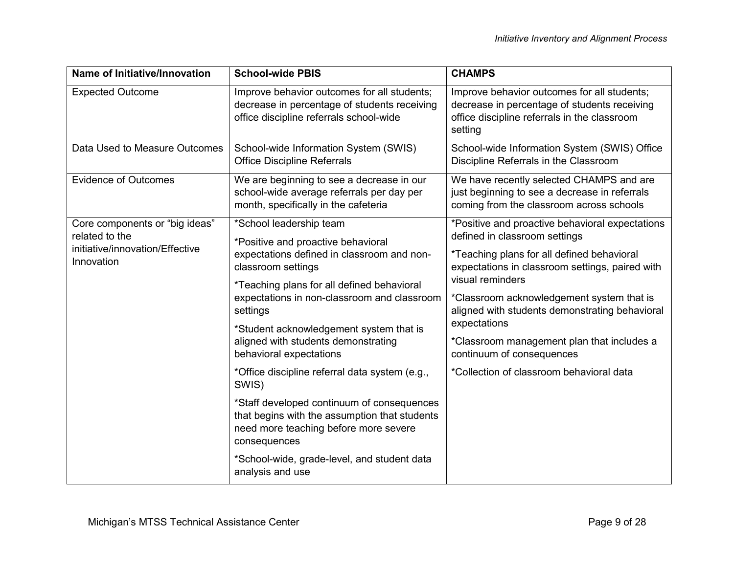| Name of Initiative/Innovation | School-wide PBIS | CHAMPS |
|---|---|---|
| Expected Outcome | Improve behavior outcomes for all students; decrease in percentage of students receiving office discipline referrals school-wide | Improve behavior outcomes for all students; decrease in percentage of students receiving office discipline referrals in the classroom setting |
| Data Used to Measure Outcomes | School-wide Information System (SWIS) Office Discipline Referrals | School-wide Information System (SWIS) Office Discipline Referrals in the Classroom |
| Evidence of Outcomes | We are beginning to see a decrease in our school-wide average referrals per day per month, specifically in the cafeteria | We have recently selected CHAMPS and are just beginning to see a decrease in referrals coming from the classroom across schools |
| Core components or "big ideas" related to the initiative/innovation/Effective Innovation | *School leadership team<br>*Positive and proactive behavioral expectations defined in classroom and non-classroom settings<br>*Teaching plans for all defined behavioral expectations in non-classroom and classroom settings<br>*Student acknowledgement system that is aligned with students demonstrating behavioral expectations<br>*Office discipline referral data system (e.g., SWIS)<br>*Staff developed continuum of consequences that begins with the assumption that students need more teaching before more severe consequences<br>*School-wide, grade-level, and student data analysis and use | *Positive and proactive behavioral expectations defined in classroom settings<br>*Teaching plans for all defined behavioral expectations in classroom settings, paired with visual reminders<br>*Classroom acknowledgement system that is aligned with students demonstrating behavioral expectations<br>*Classroom management plan that includes a continuum of consequences<br>*Collection of classroom behavioral data |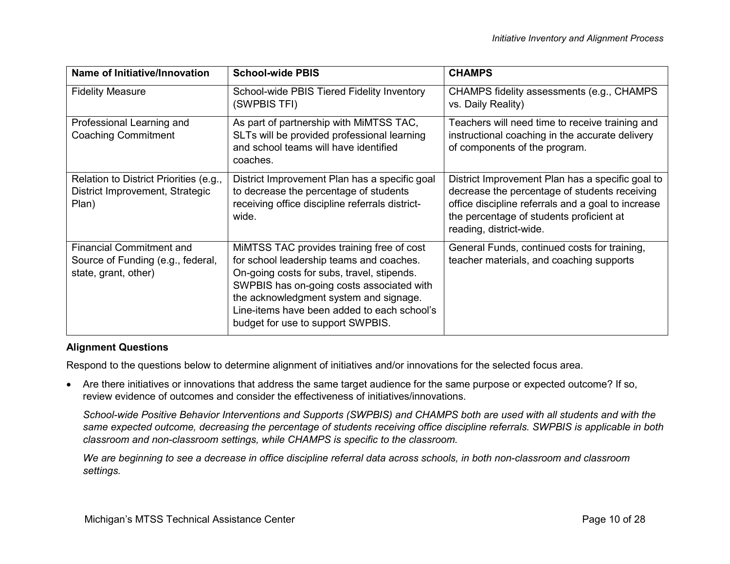| Name of Initiative/Innovation | School-wide PBIS | CHAMPS |
|---|---|---|
| Fidelity Measure | School-wide PBIS Tiered Fidelity Inventory (SWPBIS TFI) | CHAMPS fidelity assessments (e.g., CHAMPS vs. Daily Reality) |
| Professional Learning and Coaching Commitment | As part of partnership with MiMTSS TAC, SLTs will be provided professional learning and school teams will have identified coaches. | Teachers will need time to receive training and instructional coaching in the accurate delivery of components of the program. |
| Relation to District Priorities (e.g., District Improvement, Strategic Plan) | District Improvement Plan has a specific goal to decrease the percentage of students receiving office discipline referrals district-wide. | District Improvement Plan has a specific goal to decrease the percentage of students receiving office discipline referrals and a goal to increase the percentage of students proficient at reading, district-wide. |
| Financial Commitment and Source of Funding (e.g., federal, state, grant, other) | MiMTSS TAC provides training free of cost for school leadership teams and coaches. On-going costs for subs, travel, stipends. SWPBIS has on-going costs associated with the acknowledgment system and signage. Line-items have been added to each school's budget for use to support SWPBIS. | General Funds, continued costs for training, teacher materials, and coaching supports |

**Alignment Questions**

Respond to the questions below to determine alignment of initiatives and/or innovations for the selected focus area.

- Are there initiatives or innovations that address the same target audience for the same purpose or expected outcome? If so, review evidence of outcomes and consider the effectiveness of initiatives/innovations.

  *School-wide Positive Behavior Interventions and Supports (SWPBIS) and CHAMPS both are used with all students and with the same expected outcome, decreasing the percentage of students receiving office discipline referrals. SWPBIS is applicable in both classroom and non-classroom settings, while CHAMPS is specific to the classroom.*

  *We are beginning to see a decrease in office discipline referral data across schools, in both non-classroom and classroom settings.*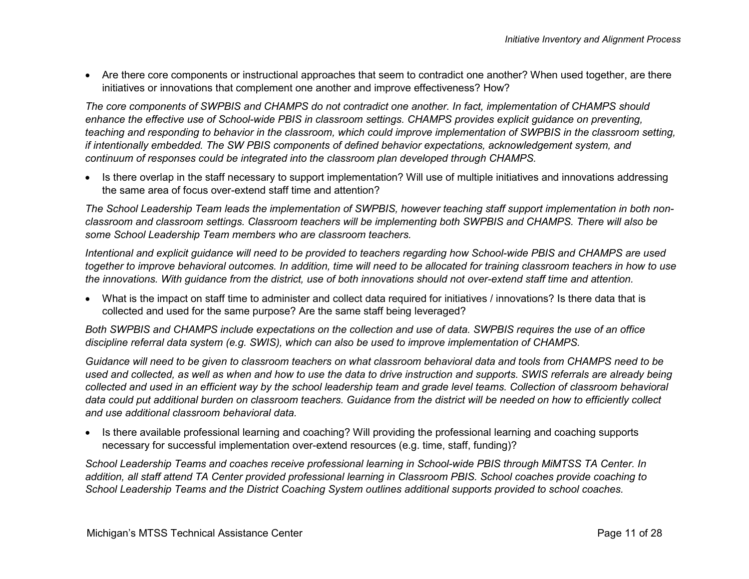- Are there core components or instructional approaches that seem to contradict one another? When used together, are there initiatives or innovations that complement one another and improve effectiveness? How?

*The core components of SWPBIS and CHAMPS do not contradict one another. In fact, implementation of CHAMPS should enhance the effective use of School-wide PBIS in classroom settings. CHAMPS provides explicit guidance on preventing, teaching and responding to behavior in the classroom, which could improve implementation of SWPBIS in the classroom setting, if intentionally embedded. The SW PBIS components of defined behavior expectations, acknowledgement system, and continuum of responses could be integrated into the classroom plan developed through CHAMPS.*

- Is there overlap in the staff necessary to support implementation? Will use of multiple initiatives and innovations addressing the same area of focus over-extend staff time and attention?

*The School Leadership Team leads the implementation of SWPBIS, however teaching staff support implementation in both non-classroom and classroom settings. Classroom teachers will be implementing both SWPBIS and CHAMPS. There will also be some School Leadership Team members who are classroom teachers.*

*Intentional and explicit guidance will need to be provided to teachers regarding how School-wide PBIS and CHAMPS are used together to improve behavioral outcomes. In addition, time will need to be allocated for training classroom teachers in how to use the innovations. With guidance from the district, use of both innovations should not over-extend staff time and attention.*

- What is the impact on staff time to administer and collect data required for initiatives / innovations? Is there data that is collected and used for the same purpose? Are the same staff being leveraged?

*Both SWPBIS and CHAMPS include expectations on the collection and use of data. SWPBIS requires the use of an office discipline referral data system (e.g. SWIS), which can also be used to improve implementation of CHAMPS.*

*Guidance will need to be given to classroom teachers on what classroom behavioral data and tools from CHAMPS need to be used and collected, as well as when and how to use the data to drive instruction and supports. SWIS referrals are already being collected and used in an efficient way by the school leadership team and grade level teams. Collection of classroom behavioral data could put additional burden on classroom teachers. Guidance from the district will be needed on how to efficiently collect and use additional classroom behavioral data.*

- Is there available professional learning and coaching? Will providing the professional learning and coaching supports necessary for successful implementation over-extend resources (e.g. time, staff, funding)?

*School Leadership Teams and coaches receive professional learning in School-wide PBIS through MiMTSS TA Center. In addition, all staff attend TA Center provided professional learning in Classroom PBIS. School coaches provide coaching to School Leadership Teams and the District Coaching System outlines additional supports provided to school coaches.*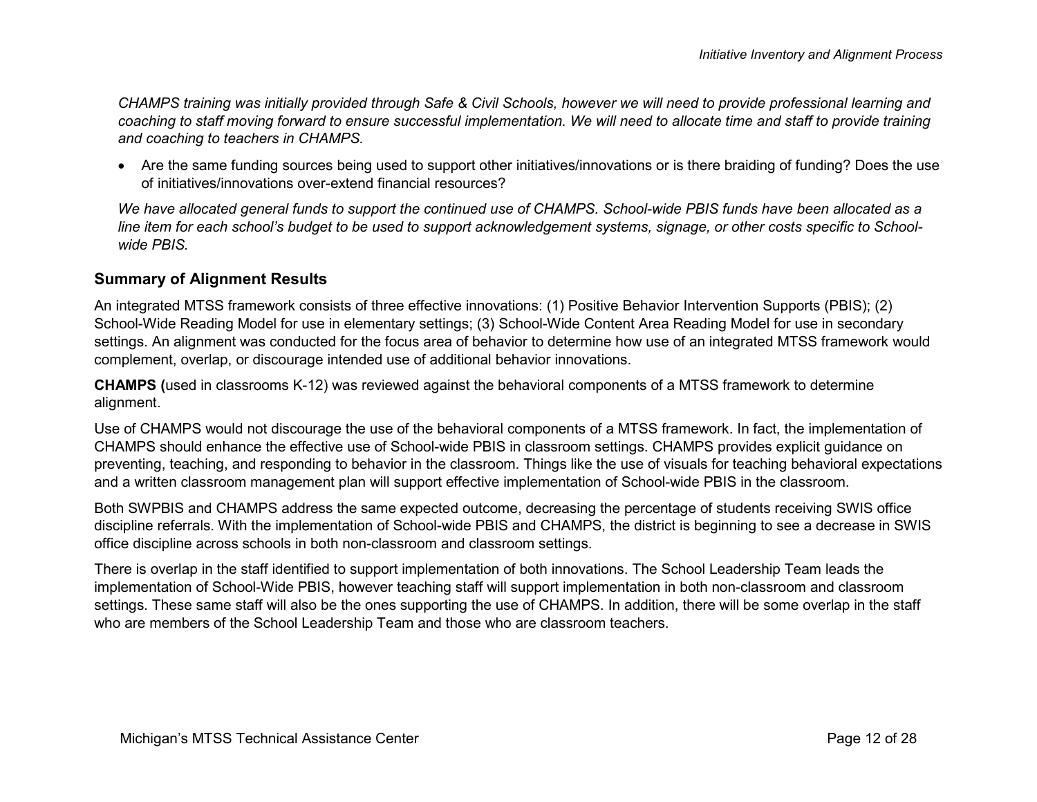*CHAMPS training was initially provided through Safe & Civil Schools, however we will need to provide professional learning and coaching to staff moving forward to ensure successful implementation. We will need to allocate time and staff to provide training and coaching to teachers in CHAMPS.*

- Are the same funding sources being used to support other initiatives/innovations or is there braiding of funding? Does the use of initiatives/innovations over-extend financial resources?

*We have allocated general funds to support the continued use of CHAMPS. School-wide PBIS funds have been allocated as a line item for each school's budget to be used to support acknowledgement systems, signage, or other costs specific to School-wide PBIS.*

### Summary of Alignment Results

An integrated MTSS framework consists of three effective innovations: (1) Positive Behavior Intervention Supports (PBIS); (2) School-Wide Reading Model for use in elementary settings; (3) School-Wide Content Area Reading Model for use in secondary settings. An alignment was conducted for the focus area of behavior to determine how use of an integrated MTSS framework would complement, overlap, or discourage intended use of additional behavior innovations.

**CHAMPS (**used in classrooms K-12) was reviewed against the behavioral components of a MTSS framework to determine alignment.

Use of CHAMPS would not discourage the use of the behavioral components of a MTSS framework. In fact, the implementation of CHAMPS should enhance the effective use of School-wide PBIS in classroom settings. CHAMPS provides explicit guidance on preventing, teaching, and responding to behavior in the classroom. Things like the use of visuals for teaching behavioral expectations and a written classroom management plan will support effective implementation of School-wide PBIS in the classroom.

Both SWPBIS and CHAMPS address the same expected outcome, decreasing the percentage of students receiving SWIS office discipline referrals. With the implementation of School-wide PBIS and CHAMPS, the district is beginning to see a decrease in SWIS office discipline across schools in both non-classroom and classroom settings.

There is overlap in the staff identified to support implementation of both innovations. The School Leadership Team leads the implementation of School-Wide PBIS, however teaching staff will support implementation in both non-classroom and classroom settings. These same staff will also be the ones supporting the use of CHAMPS. In addition, there will be some overlap in the staff who are members of the School Leadership Team and those who are classroom teachers.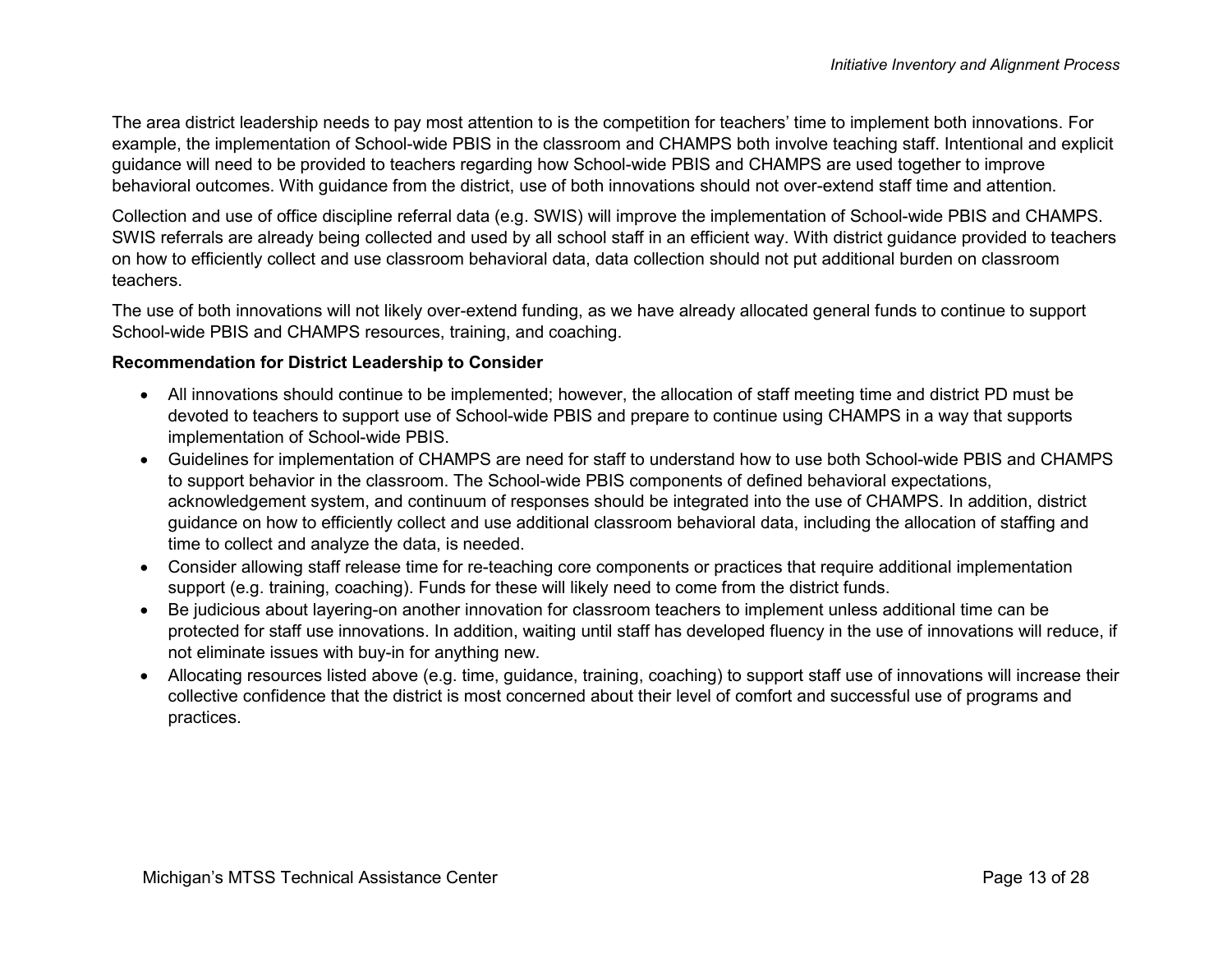The area district leadership needs to pay most attention to is the competition for teachers' time to implement both innovations. For example, the implementation of School-wide PBIS in the classroom and CHAMPS both involve teaching staff. Intentional and explicit guidance will need to be provided to teachers regarding how School-wide PBIS and CHAMPS are used together to improve behavioral outcomes. With guidance from the district, use of both innovations should not over-extend staff time and attention.

Collection and use of office discipline referral data (e.g. SWIS) will improve the implementation of School-wide PBIS and CHAMPS. SWIS referrals are already being collected and used by all school staff in an efficient way. With district guidance provided to teachers on how to efficiently collect and use classroom behavioral data, data collection should not put additional burden on classroom teachers.

The use of both innovations will not likely over-extend funding, as we have already allocated general funds to continue to support School-wide PBIS and CHAMPS resources, training, and coaching.

**Recommendation for District Leadership to Consider**

- All innovations should continue to be implemented; however, the allocation of staff meeting time and district PD must be devoted to teachers to support use of School-wide PBIS and prepare to continue using CHAMPS in a way that supports implementation of School-wide PBIS.
- Guidelines for implementation of CHAMPS are need for staff to understand how to use both School-wide PBIS and CHAMPS to support behavior in the classroom. The School-wide PBIS components of defined behavioral expectations, acknowledgement system, and continuum of responses should be integrated into the use of CHAMPS. In addition, district guidance on how to efficiently collect and use additional classroom behavioral data, including the allocation of staffing and time to collect and analyze the data, is needed.
- Consider allowing staff release time for re-teaching core components or practices that require additional implementation support (e.g. training, coaching). Funds for these will likely need to come from the district funds.
- Be judicious about layering-on another innovation for classroom teachers to implement unless additional time can be protected for staff use innovations. In addition, waiting until staff has developed fluency in the use of innovations will reduce, if not eliminate issues with buy-in for anything new.
- Allocating resources listed above (e.g. time, guidance, training, coaching) to support staff use of innovations will increase their collective confidence that the district is most concerned about their level of comfort and successful use of programs and practices.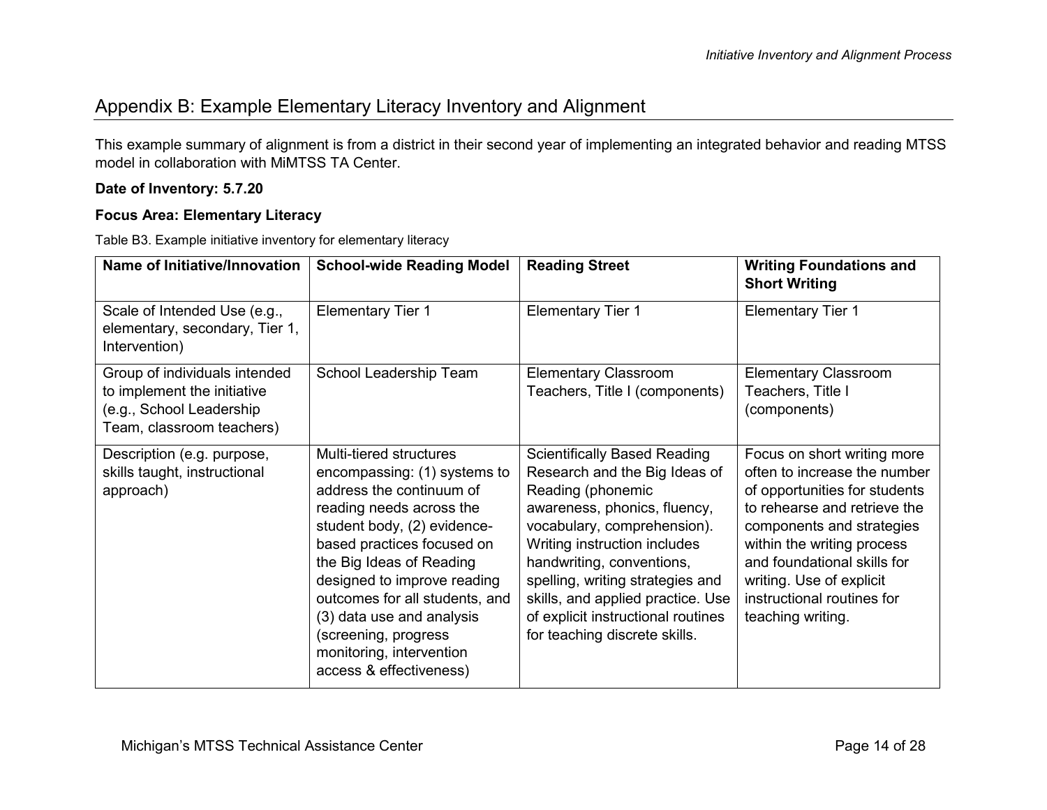## Appendix B: Example Elementary Literacy Inventory and Alignment

This example summary of alignment is from a district in their second year of implementing an integrated behavior and reading MTSS model in collaboration with MiMTSS TA Center.

**Date of Inventory: 5.7.20**

**Focus Area: Elementary Literacy**

Table B3. Example initiative inventory for elementary literacy

| Name of Initiative/Innovation | School-wide Reading Model | Reading Street | Writing Foundations and Short Writing |
|---|---|---|---|
| Scale of Intended Use (e.g., elementary, secondary, Tier 1, Intervention) | Elementary Tier 1 | Elementary Tier 1 | Elementary Tier 1 |
| Group of individuals intended to implement the initiative (e.g., School Leadership Team, classroom teachers) | School Leadership Team | Elementary Classroom Teachers, Title I (components) | Elementary Classroom Teachers, Title I (components) |
| Description (e.g. purpose, skills taught, instructional approach) | Multi-tiered structures encompassing: (1) systems to address the continuum of reading needs across the student body, (2) evidence-based practices focused on the Big Ideas of Reading designed to improve reading outcomes for all students, and (3) data use and analysis (screening, progress monitoring, intervention access & effectiveness) | Scientifically Based Reading Research and the Big Ideas of Reading (phonemic awareness, phonics, fluency, vocabulary, comprehension). Writing instruction includes handwriting, conventions, spelling, writing strategies and skills, and applied practice. Use of explicit instructional routines for teaching discrete skills. | Focus on short writing more often to increase the number of opportunities for students to rehearse and retrieve the components and strategies within the writing process and foundational skills for writing. Use of explicit instructional routines for teaching writing. |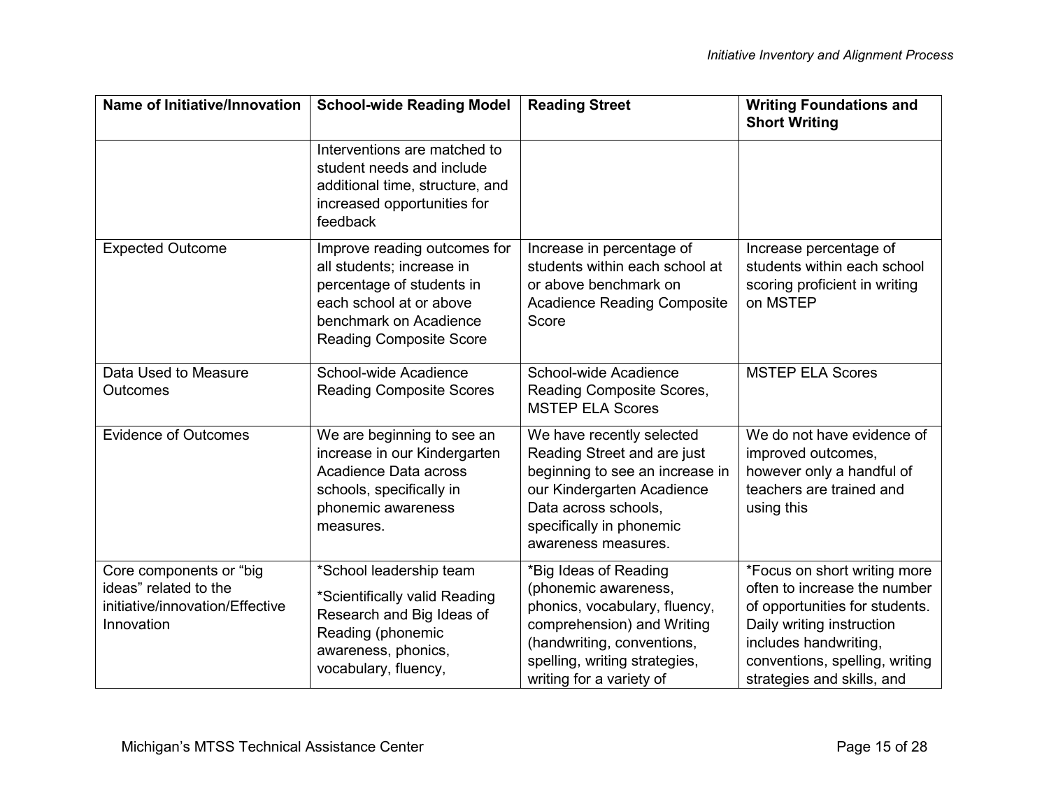| Name of Initiative/Innovation | School-wide Reading Model | Reading Street | Writing Foundations and Short Writing |
|---|---|---|---|
| | Interventions are matched to student needs and include additional time, structure, and increased opportunities for feedback | | |
| Expected Outcome | Improve reading outcomes for all students; increase in percentage of students in each school at or above benchmark on Acadience Reading Composite Score | Increase in percentage of students within each school at or above benchmark on Acadience Reading Composite Score | Increase percentage of students within each school scoring proficient in writing on MSTEP |
| Data Used to Measure Outcomes | School-wide Acadience Reading Composite Scores | School-wide Acadience Reading Composite Scores, MSTEP ELA Scores | MSTEP ELA Scores |
| Evidence of Outcomes | We are beginning to see an increase in our Kindergarten Acadience Data across schools, specifically in phonemic awareness measures. | We have recently selected Reading Street and are just beginning to see an increase in our Kindergarten Acadience Data across schools, specifically in phonemic awareness measures. | We do not have evidence of improved outcomes, however only a handful of teachers are trained and using this |
| Core components or "big ideas" related to the initiative/innovation/Effective Innovation | *School leadership team<br>*Scientifically valid Reading Research and Big Ideas of Reading (phonemic awareness, phonics, vocabulary, fluency, | *Big Ideas of Reading (phonemic awareness, phonics, vocabulary, fluency, comprehension) and Writing (handwriting, conventions, spelling, writing strategies, writing for a variety of | *Focus on short writing more often to increase the number of opportunities for students. Daily writing instruction includes handwriting, conventions, spelling, writing strategies and skills, and |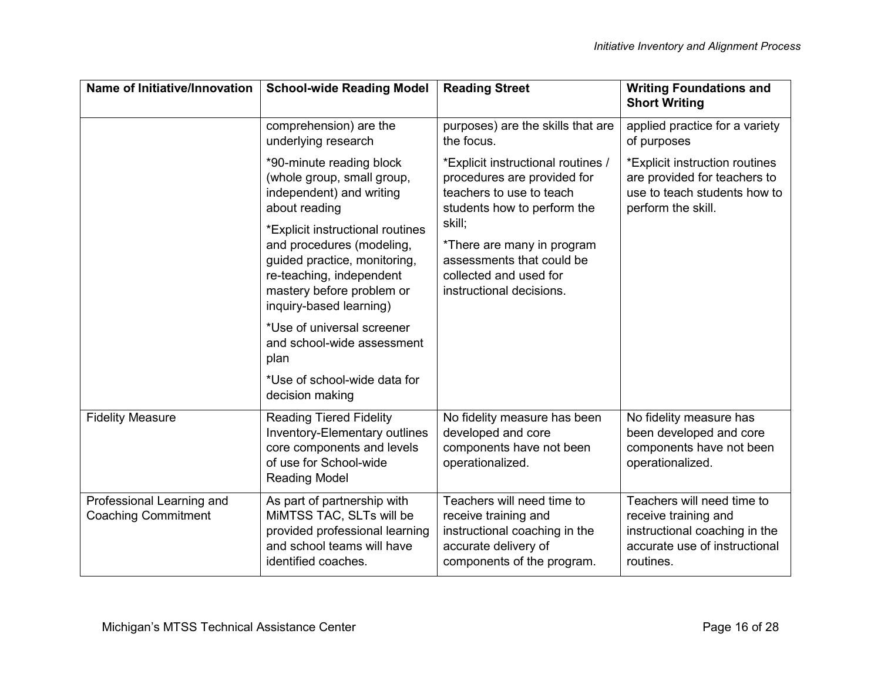| Name of Initiative/Innovation | School-wide Reading Model | Reading Street | Writing Foundations and Short Writing |
|---|---|---|---|
| | comprehension) are the underlying research<br><br>*90-minute reading block (whole group, small group, independent) and writing about reading<br><br>*Explicit instructional routines and procedures (modeling, guided practice, monitoring, re-teaching, independent mastery before problem or inquiry-based learning)<br><br>*Use of universal screener and school-wide assessment plan<br><br>*Use of school-wide data for decision making | purposes) are the skills that are the focus.<br><br>*Explicit instructional routines / procedures are provided for teachers to use to teach students how to perform the skill;<br><br>*There are many in program assessments that could be collected and used for instructional decisions. | applied practice for a variety of purposes<br><br>*Explicit instruction routines are provided for teachers to use to teach students how to perform the skill. |
| Fidelity Measure | Reading Tiered Fidelity Inventory-Elementary outlines core components and levels of use for School-wide Reading Model | No fidelity measure has been developed and core components have not been operationalized. | No fidelity measure has been developed and core components have not been operationalized. |
| Professional Learning and Coaching Commitment | As part of partnership with MiMTSS TAC, SLTs will be provided professional learning and school teams will have identified coaches. | Teachers will need time to receive training and instructional coaching in the accurate delivery of components of the program. | Teachers will need time to receive training and instructional coaching in the accurate use of instructional routines. |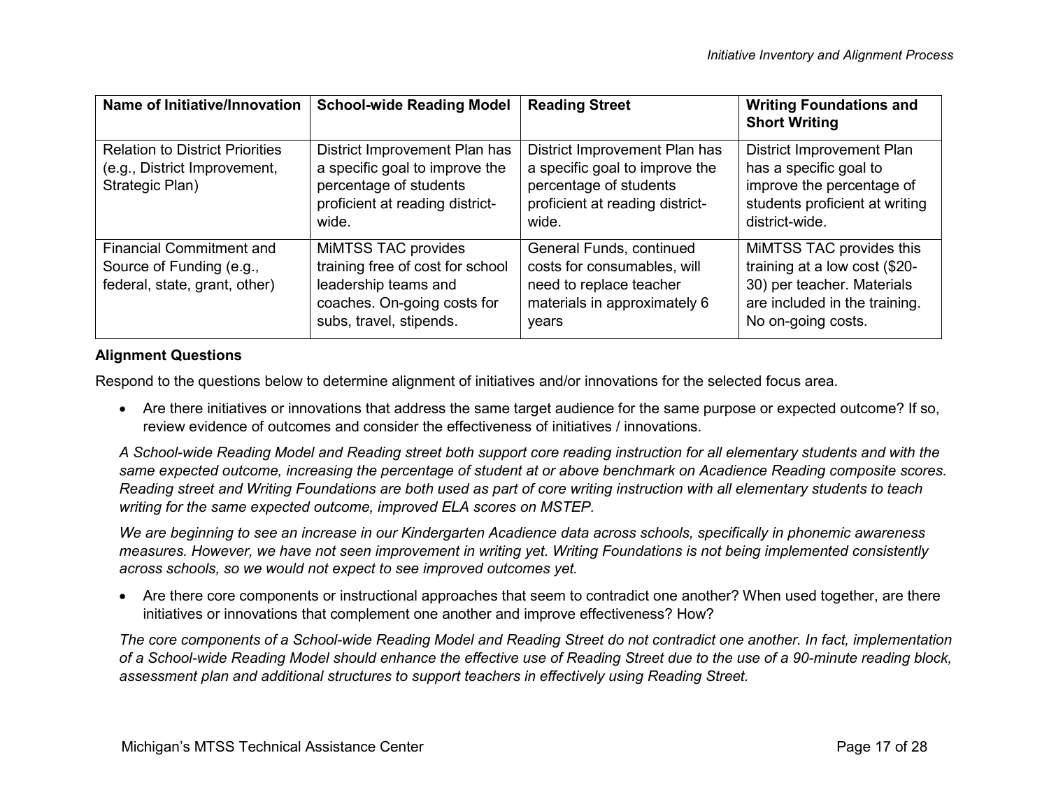| Name of Initiative/Innovation | School-wide Reading Model | Reading Street | Writing Foundations and Short Writing |
|---|---|---|---|
| Relation to District Priorities (e.g., District Improvement, Strategic Plan) | District Improvement Plan has a specific goal to improve the percentage of students proficient at reading district-wide. | District Improvement Plan has a specific goal to improve the percentage of students proficient at reading district-wide. | District Improvement Plan has a specific goal to improve the percentage of students proficient at writing district-wide. |
| Financial Commitment and Source of Funding (e.g., federal, state, grant, other) | MiMTSS TAC provides training free of cost for school leadership teams and coaches. On-going costs for subs, travel, stipends. | General Funds, continued costs for consumables, will need to replace teacher materials in approximately 6 years | MiMTSS TAC provides this training at a low cost ($20-30) per teacher. Materials are included in the training. No on-going costs. |

**Alignment Questions**

Respond to the questions below to determine alignment of initiatives and/or innovations for the selected focus area.

- Are there initiatives or innovations that address the same target audience for the same purpose or expected outcome? If so, review evidence of outcomes and consider the effectiveness of initiatives / innovations.

*A School-wide Reading Model and Reading street both support core reading instruction for all elementary students and with the same expected outcome, increasing the percentage of student at or above benchmark on Acadience Reading composite scores. Reading street and Writing Foundations are both used as part of core writing instruction with all elementary students to teach writing for the same expected outcome, improved ELA scores on MSTEP.*

*We are beginning to see an increase in our Kindergarten Acadience data across schools, specifically in phonemic awareness measures. However, we have not seen improvement in writing yet. Writing Foundations is not being implemented consistently across schools, so we would not expect to see improved outcomes yet.*

- Are there core components or instructional approaches that seem to contradict one another? When used together, are there initiatives or innovations that complement one another and improve effectiveness? How?

*The core components of a School-wide Reading Model and Reading Street do not contradict one another. In fact, implementation of a School-wide Reading Model should enhance the effective use of Reading Street due to the use of a 90-minute reading block, assessment plan and additional structures to support teachers in effectively using Reading Street.*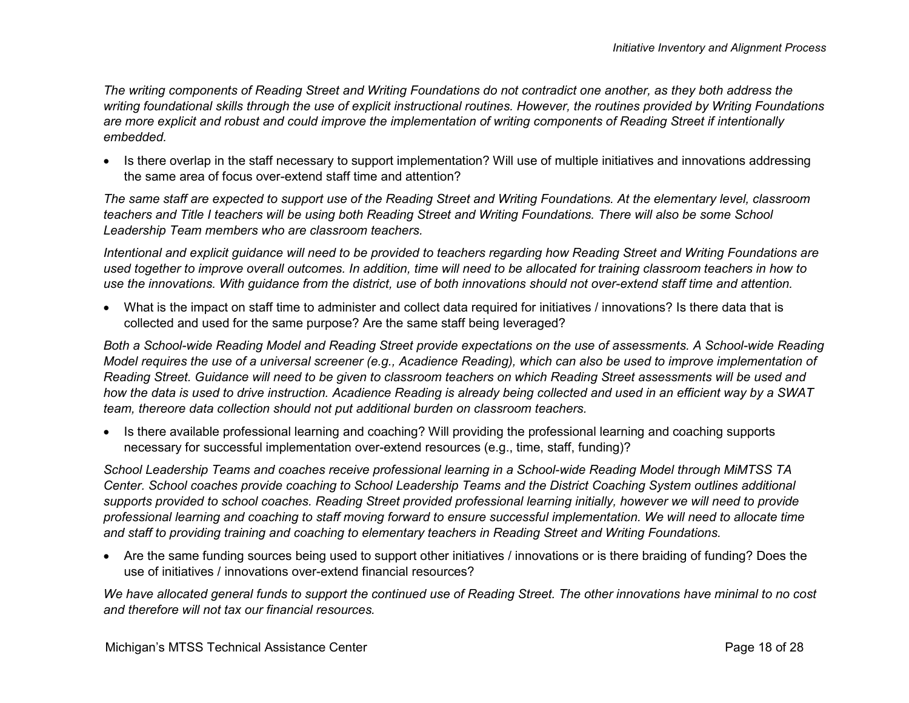*The writing components of Reading Street and Writing Foundations do not contradict one another, as they both address the writing foundational skills through the use of explicit instructional routines. However, the routines provided by Writing Foundations are more explicit and robust and could improve the implementation of writing components of Reading Street if intentionally embedded.*

- Is there overlap in the staff necessary to support implementation? Will use of multiple initiatives and innovations addressing the same area of focus over-extend staff time and attention?

*The same staff are expected to support use of the Reading Street and Writing Foundations. At the elementary level, classroom teachers and Title I teachers will be using both Reading Street and Writing Foundations. There will also be some School Leadership Team members who are classroom teachers.*

*Intentional and explicit guidance will need to be provided to teachers regarding how Reading Street and Writing Foundations are used together to improve overall outcomes. In addition, time will need to be allocated for training classroom teachers in how to use the innovations. With guidance from the district, use of both innovations should not over-extend staff time and attention.*

- What is the impact on staff time to administer and collect data required for initiatives / innovations? Is there data that is collected and used for the same purpose? Are the same staff being leveraged?

*Both a School-wide Reading Model and Reading Street provide expectations on the use of assessments. A School-wide Reading Model requires the use of a universal screener (e.g., Acadience Reading), which can also be used to improve implementation of Reading Street. Guidance will need to be given to classroom teachers on which Reading Street assessments will be used and how the data is used to drive instruction. Acadience Reading is already being collected and used in an efficient way by a SWAT team, thereore data collection should not put additional burden on classroom teachers.*

- Is there available professional learning and coaching? Will providing the professional learning and coaching supports necessary for successful implementation over-extend resources (e.g., time, staff, funding)?

*School Leadership Teams and coaches receive professional learning in a School-wide Reading Model through MiMTSS TA Center. School coaches provide coaching to School Leadership Teams and the District Coaching System outlines additional supports provided to school coaches. Reading Street provided professional learning initially, however we will need to provide professional learning and coaching to staff moving forward to ensure successful implementation. We will need to allocate time and staff to providing training and coaching to elementary teachers in Reading Street and Writing Foundations.*

- Are the same funding sources being used to support other initiatives / innovations or is there braiding of funding? Does the use of initiatives / innovations over-extend financial resources?

*We have allocated general funds to support the continued use of Reading Street. The other innovations have minimal to no cost and therefore will not tax our financial resources.*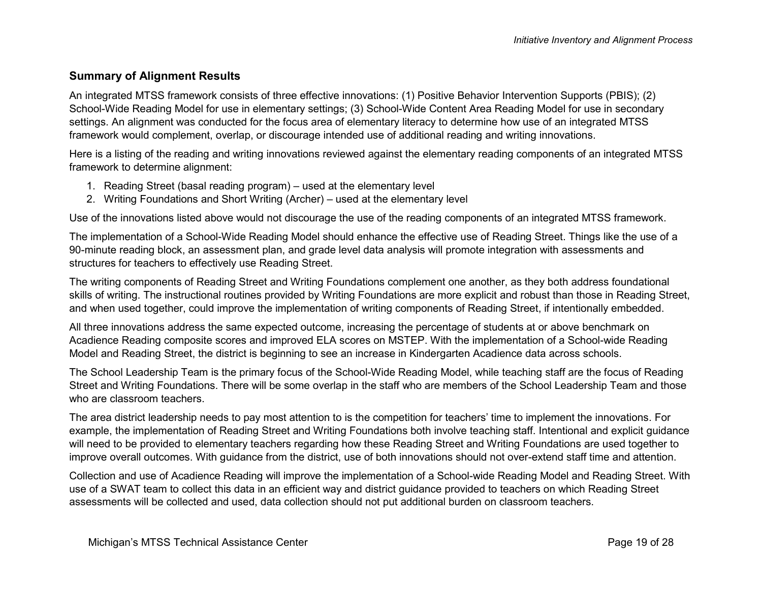## Summary of Alignment Results

An integrated MTSS framework consists of three effective innovations: (1) Positive Behavior Intervention Supports (PBIS); (2) School-Wide Reading Model for use in elementary settings; (3) School-Wide Content Area Reading Model for use in secondary settings. An alignment was conducted for the focus area of elementary literacy to determine how use of an integrated MTSS framework would complement, overlap, or discourage intended use of additional reading and writing innovations.

Here is a listing of the reading and writing innovations reviewed against the elementary reading components of an integrated MTSS framework to determine alignment:

1. Reading Street (basal reading program) – used at the elementary level
2. Writing Foundations and Short Writing (Archer) – used at the elementary level

Use of the innovations listed above would not discourage the use of the reading components of an integrated MTSS framework.

The implementation of a School-Wide Reading Model should enhance the effective use of Reading Street. Things like the use of a 90-minute reading block, an assessment plan, and grade level data analysis will promote integration with assessments and structures for teachers to effectively use Reading Street.

The writing components of Reading Street and Writing Foundations complement one another, as they both address foundational skills of writing. The instructional routines provided by Writing Foundations are more explicit and robust than those in Reading Street, and when used together, could improve the implementation of writing components of Reading Street, if intentionally embedded.

All three innovations address the same expected outcome, increasing the percentage of students at or above benchmark on Acadience Reading composite scores and improved ELA scores on MSTEP. With the implementation of a School-wide Reading Model and Reading Street, the district is beginning to see an increase in Kindergarten Acadience data across schools.

The School Leadership Team is the primary focus of the School-Wide Reading Model, while teaching staff are the focus of Reading Street and Writing Foundations. There will be some overlap in the staff who are members of the School Leadership Team and those who are classroom teachers.

The area district leadership needs to pay most attention to is the competition for teachers' time to implement the innovations. For example, the implementation of Reading Street and Writing Foundations both involve teaching staff. Intentional and explicit guidance will need to be provided to elementary teachers regarding how these Reading Street and Writing Foundations are used together to improve overall outcomes. With guidance from the district, use of both innovations should not over-extend staff time and attention.

Collection and use of Acadience Reading will improve the implementation of a School-wide Reading Model and Reading Street. With use of a SWAT team to collect this data in an efficient way and district guidance provided to teachers on which Reading Street assessments will be collected and used, data collection should not put additional burden on classroom teachers.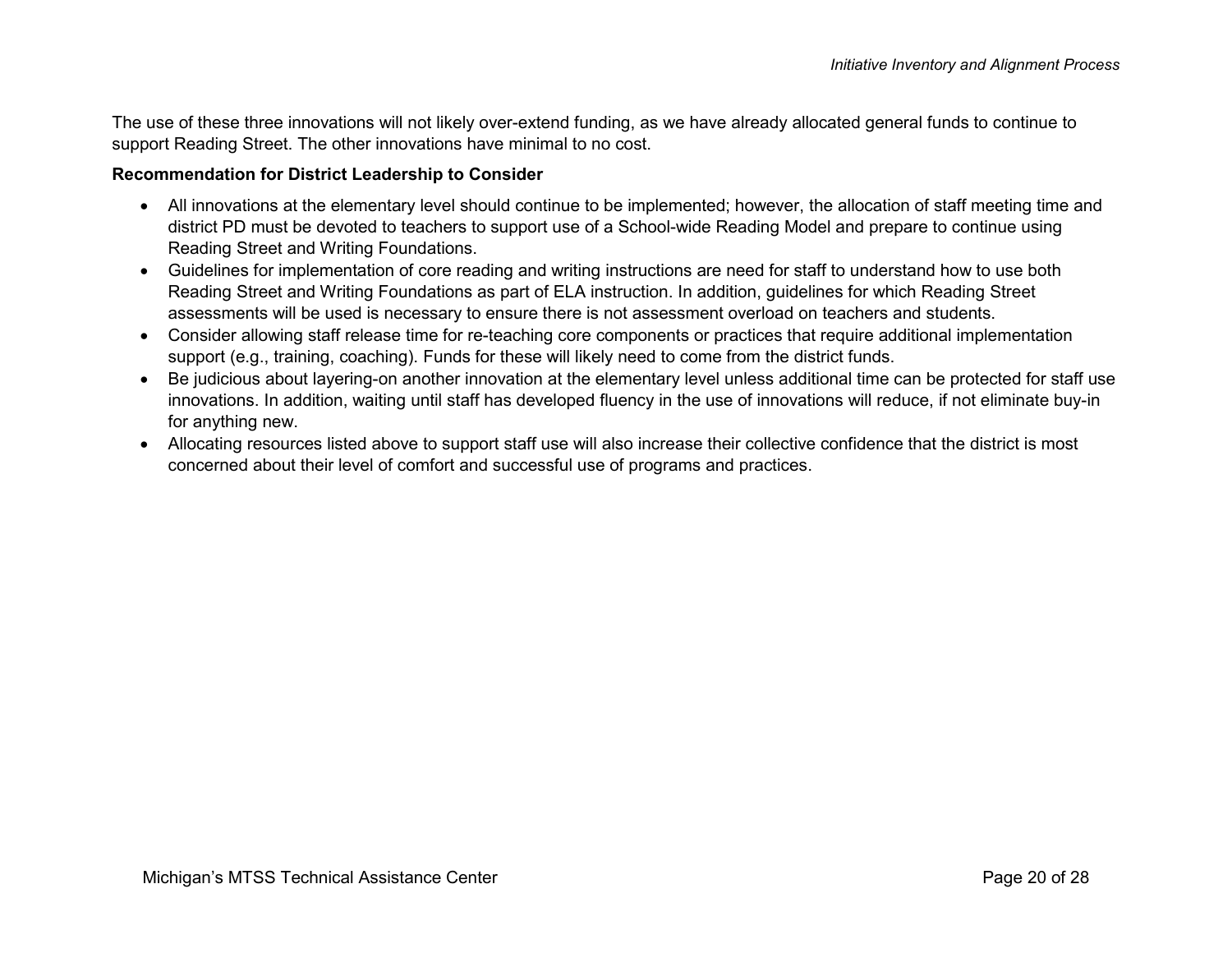The use of these three innovations will not likely over-extend funding, as we have already allocated general funds to continue to support Reading Street. The other innovations have minimal to no cost.

**Recommendation for District Leadership to Consider**

- All innovations at the elementary level should continue to be implemented; however, the allocation of staff meeting time and district PD must be devoted to teachers to support use of a School-wide Reading Model and prepare to continue using Reading Street and Writing Foundations.
- Guidelines for implementation of core reading and writing instructions are need for staff to understand how to use both Reading Street and Writing Foundations as part of ELA instruction. In addition, guidelines for which Reading Street assessments will be used is necessary to ensure there is not assessment overload on teachers and students.
- Consider allowing staff release time for re-teaching core components or practices that require additional implementation support (e.g., training, coaching). Funds for these will likely need to come from the district funds.
- Be judicious about layering-on another innovation at the elementary level unless additional time can be protected for staff use innovations. In addition, waiting until staff has developed fluency in the use of innovations will reduce, if not eliminate buy-in for anything new.
- Allocating resources listed above to support staff use will also increase their collective confidence that the district is most concerned about their level of comfort and successful use of programs and practices.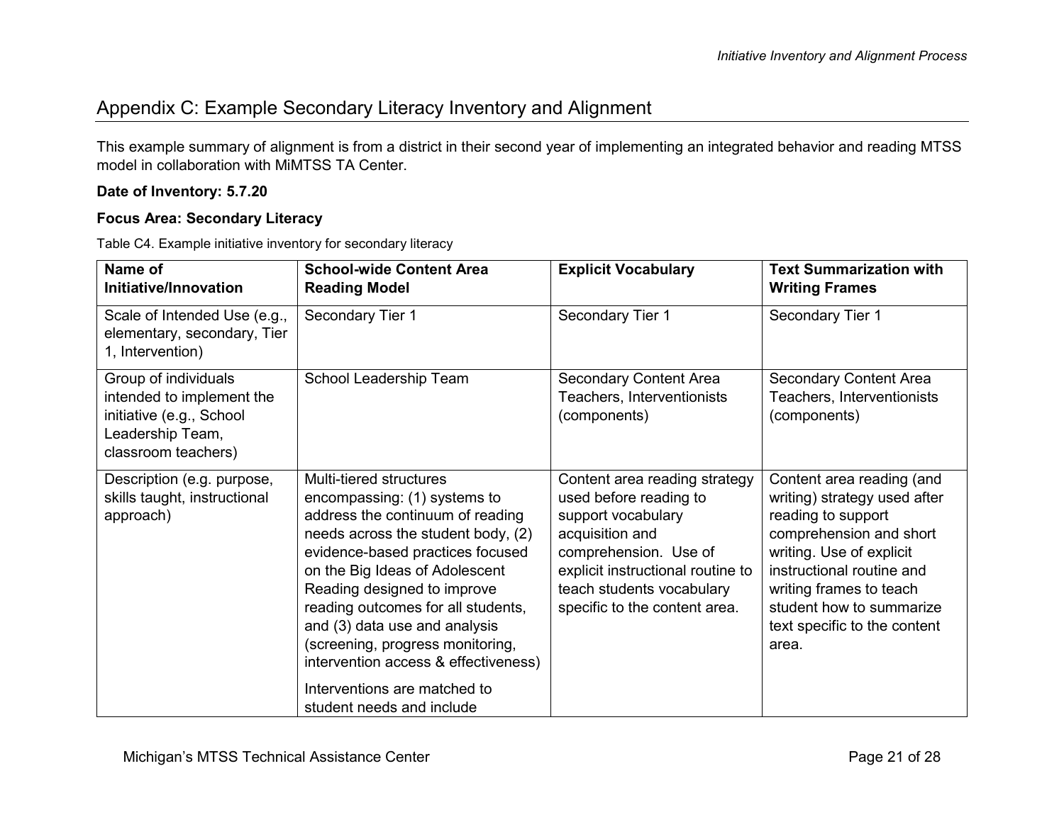## Appendix C: Example Secondary Literacy Inventory and Alignment

This example summary of alignment is from a district in their second year of implementing an integrated behavior and reading MTSS model in collaboration with MiMTSS TA Center.

**Date of Inventory: 5.7.20**

**Focus Area: Secondary Literacy**

Table C4. Example initiative inventory for secondary literacy

| Name of Initiative/Innovation | School-wide Content Area Reading Model | Explicit Vocabulary | Text Summarization with Writing Frames |
|---|---|---|---|
| Scale of Intended Use (e.g., elementary, secondary, Tier 1, Intervention) | Secondary Tier 1 | Secondary Tier 1 | Secondary Tier 1 |
| Group of individuals intended to implement the initiative (e.g., School Leadership Team, classroom teachers) | School Leadership Team | Secondary Content Area Teachers, Interventionists (components) | Secondary Content Area Teachers, Interventionists (components) |
| Description (e.g. purpose, skills taught, instructional approach) | Multi-tiered structures encompassing: (1) systems to address the continuum of reading needs across the student body, (2) evidence-based practices focused on the Big Ideas of Adolescent Reading designed to improve reading outcomes for all students, and (3) data use and analysis (screening, progress monitoring, intervention access & effectiveness)<br><br>Interventions are matched to student needs and include | Content area reading strategy used before reading to support vocabulary acquisition and comprehension. Use of explicit instructional routine to teach students vocabulary specific to the content area. | Content area reading (and writing) strategy used after reading to support comprehension and short writing. Use of explicit instructional routine and writing frames to teach student how to summarize text specific to the content area. |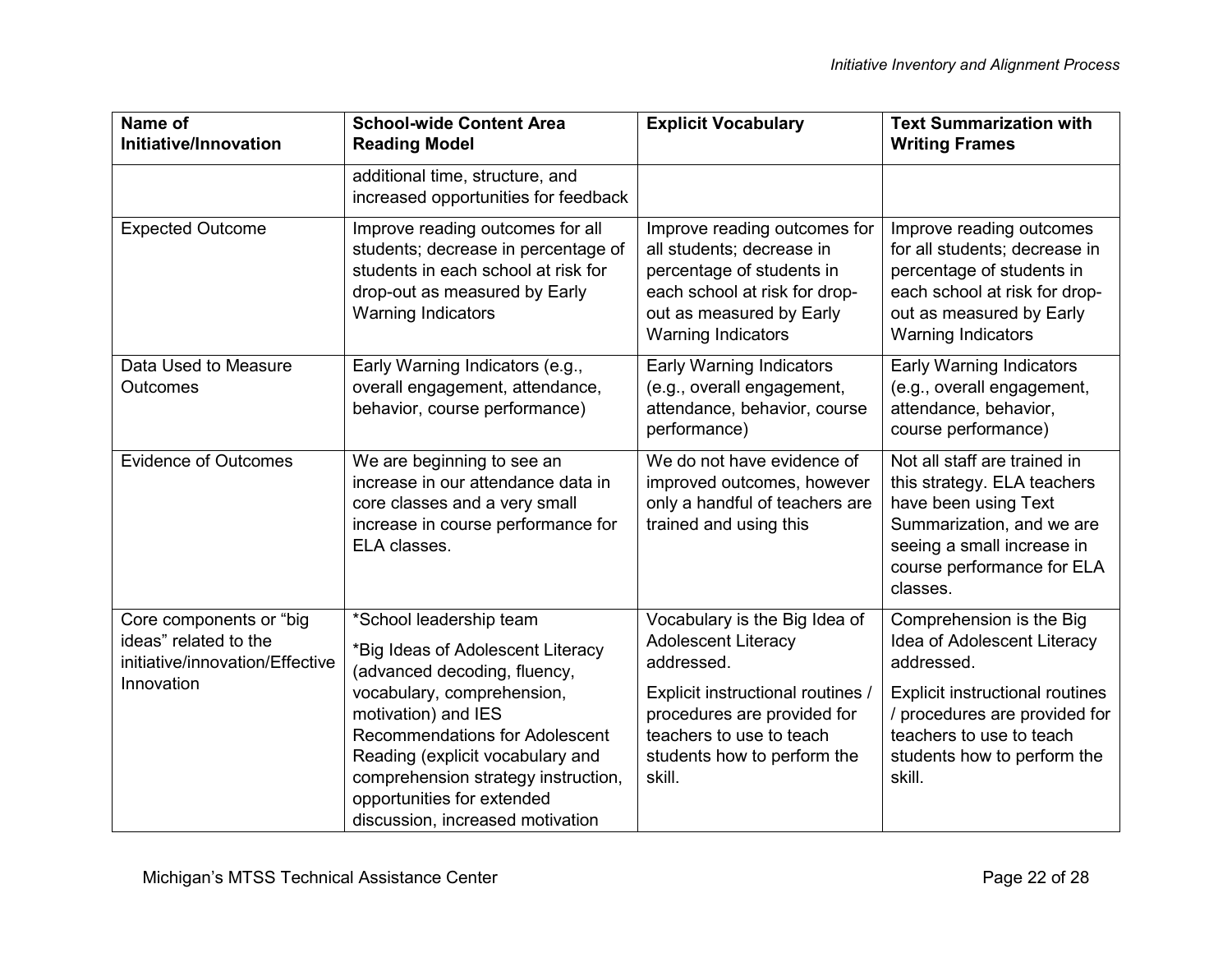| Name of Initiative/Innovation | School-wide Content Area Reading Model | Explicit Vocabulary | Text Summarization with Writing Frames |
|---|---|---|---|
| | additional time, structure, and increased opportunities for feedback | | |
| Expected Outcome | Improve reading outcomes for all students; decrease in percentage of students in each school at risk for drop-out as measured by Early Warning Indicators | Improve reading outcomes for all students; decrease in percentage of students in each school at risk for drop-out as measured by Early Warning Indicators | Improve reading outcomes for all students; decrease in percentage of students in each school at risk for drop-out as measured by Early Warning Indicators |
| Data Used to Measure Outcomes | Early Warning Indicators (e.g., overall engagement, attendance, behavior, course performance) | Early Warning Indicators (e.g., overall engagement, attendance, behavior, course performance) | Early Warning Indicators (e.g., overall engagement, attendance, behavior, course performance) |
| Evidence of Outcomes | We are beginning to see an increase in our attendance data in core classes and a very small increase in course performance for ELA classes. | We do not have evidence of improved outcomes, however only a handful of teachers are trained and using this | Not all staff are trained in this strategy. ELA teachers have been using Text Summarization, and we are seeing a small increase in course performance for ELA classes. |
| Core components or "big ideas" related to the initiative/innovation/Effective Innovation | *School leadership team<br><br>*Big Ideas of Adolescent Literacy (advanced decoding, fluency, vocabulary, comprehension, motivation) and IES Recommendations for Adolescent Reading (explicit vocabulary and comprehension strategy instruction, opportunities for extended discussion, increased motivation | Vocabulary is the Big Idea of Adolescent Literacy addressed.<br><br>Explicit instructional routines / procedures are provided for teachers to use to teach students how to perform the skill. | Comprehension is the Big Idea of Adolescent Literacy addressed.<br><br>Explicit instructional routines / procedures are provided for teachers to use to teach students how to perform the skill. |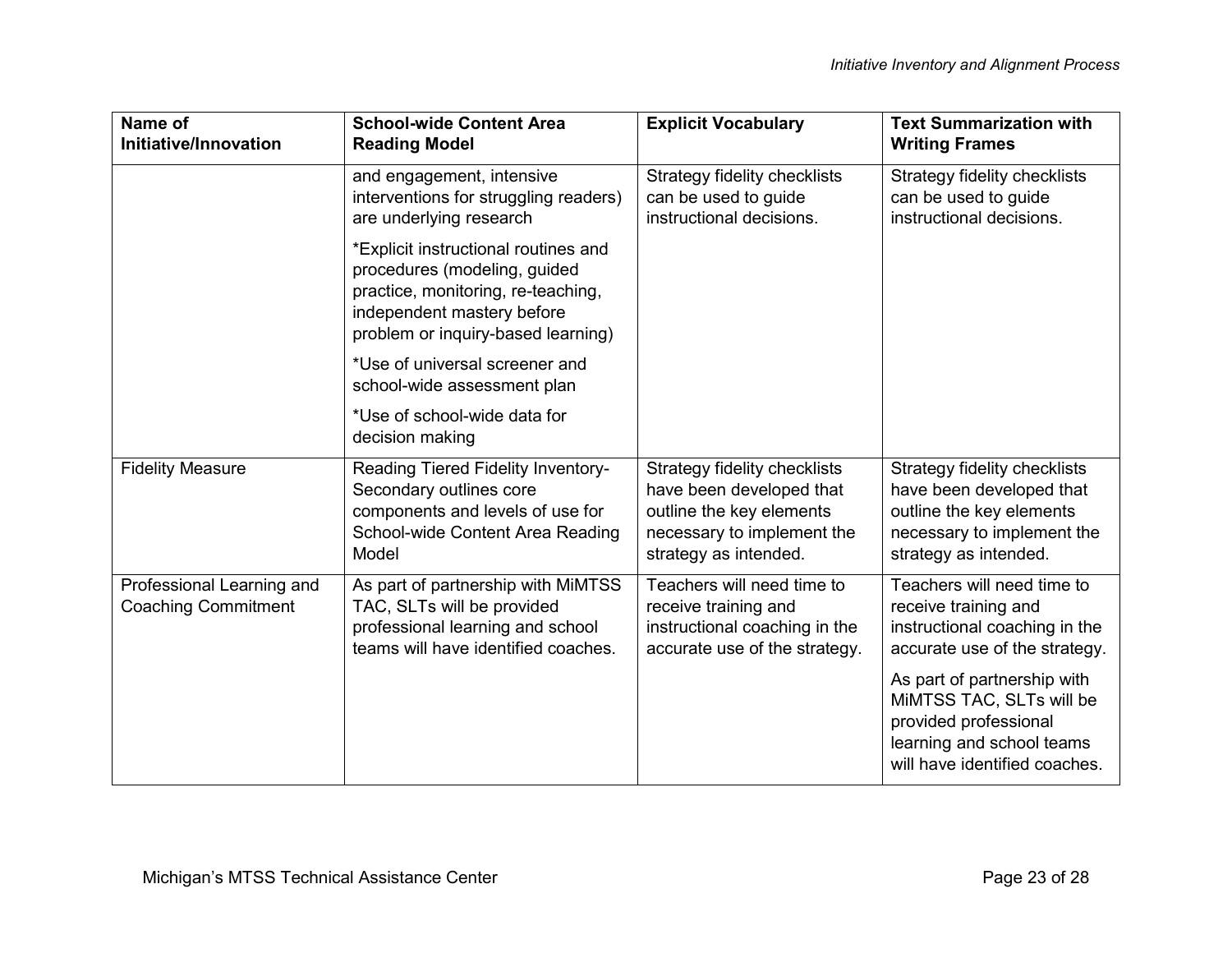| Name of Initiative/Innovation | School-wide Content Area Reading Model | Explicit Vocabulary | Text Summarization with Writing Frames |
| --- | --- | --- | --- |
| | and engagement, intensive interventions for struggling readers) are underlying research<br><br>*Explicit instructional routines and procedures (modeling, guided practice, monitoring, re-teaching, independent mastery before problem or inquiry-based learning)<br><br>*Use of universal screener and school-wide assessment plan<br><br>*Use of school-wide data for decision making | Strategy fidelity checklists can be used to guide instructional decisions. | Strategy fidelity checklists can be used to guide instructional decisions. |
| Fidelity Measure | Reading Tiered Fidelity Inventory-Secondary outlines core components and levels of use for School-wide Content Area Reading Model | Strategy fidelity checklists have been developed that outline the key elements necessary to implement the strategy as intended. | Strategy fidelity checklists have been developed that outline the key elements necessary to implement the strategy as intended. |
| Professional Learning and Coaching Commitment | As part of partnership with MiMTSS TAC, SLTs will be provided professional learning and school teams will have identified coaches. | Teachers will need time to receive training and instructional coaching in the accurate use of the strategy. | Teachers will need time to receive training and instructional coaching in the accurate use of the strategy.<br><br>As part of partnership with MiMTSS TAC, SLTs will be provided professional learning and school teams will have identified coaches. |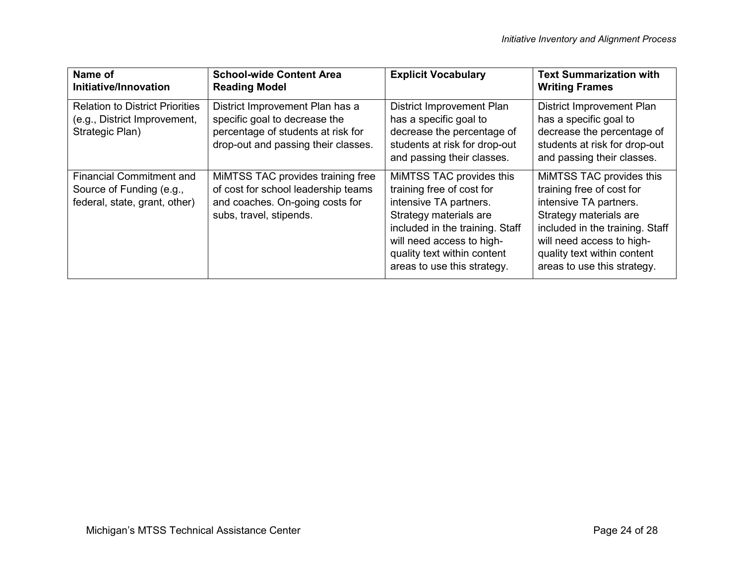| Name of Initiative/Innovation | School-wide Content Area Reading Model | Explicit Vocabulary | Text Summarization with Writing Frames |
|---|---|---|---|
| Relation to District Priorities (e.g., District Improvement, Strategic Plan) | District Improvement Plan has a specific goal to decrease the percentage of students at risk for drop-out and passing their classes. | District Improvement Plan has a specific goal to decrease the percentage of students at risk for drop-out and passing their classes. | District Improvement Plan has a specific goal to decrease the percentage of students at risk for drop-out and passing their classes. |
| Financial Commitment and Source of Funding (e.g., federal, state, grant, other) | MiMTSS TAC provides training free of cost for school leadership teams and coaches. On-going costs for subs, travel, stipends. | MiMTSS TAC provides this training free of cost for intensive TA partners. Strategy materials are included in the training. Staff will need access to high-quality text within content areas to use this strategy. | MiMTSS TAC provides this training free of cost for intensive TA partners. Strategy materials are included in the training. Staff will need access to high-quality text within content areas to use this strategy. |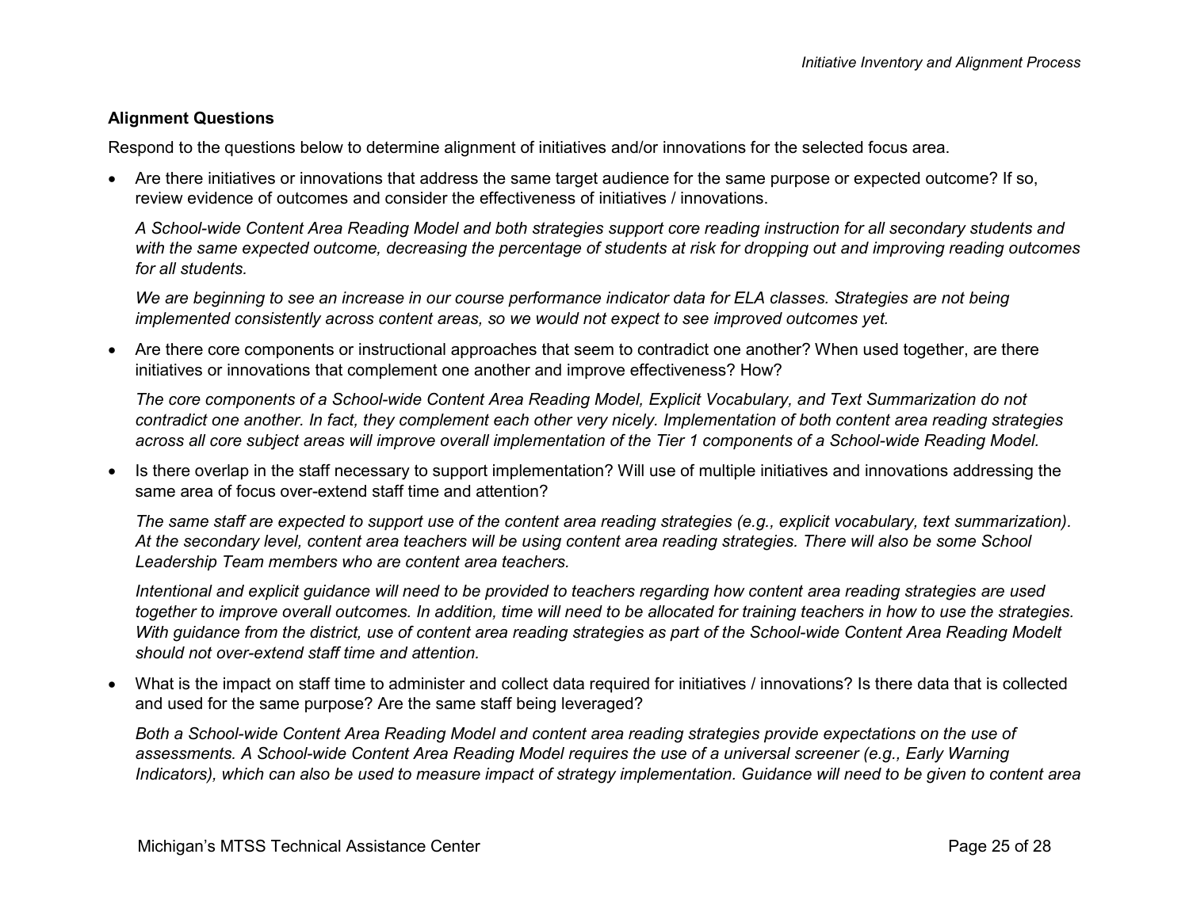**Alignment Questions**

Respond to the questions below to determine alignment of initiatives and/or innovations for the selected focus area.

- Are there initiatives or innovations that address the same target audience for the same purpose or expected outcome? If so, review evidence of outcomes and consider the effectiveness of initiatives / innovations.

  *A School-wide Content Area Reading Model and both strategies support core reading instruction for all secondary students and with the same expected outcome, decreasing the percentage of students at risk for dropping out and improving reading outcomes for all students.*

  *We are beginning to see an increase in our course performance indicator data for ELA classes. Strategies are not being implemented consistently across content areas, so we would not expect to see improved outcomes yet.*

- Are there core components or instructional approaches that seem to contradict one another? When used together, are there initiatives or innovations that complement one another and improve effectiveness? How?

  *The core components of a School-wide Content Area Reading Model, Explicit Vocabulary, and Text Summarization do not contradict one another. In fact, they complement each other very nicely. Implementation of both content area reading strategies across all core subject areas will improve overall implementation of the Tier 1 components of a School-wide Reading Model.*

- Is there overlap in the staff necessary to support implementation? Will use of multiple initiatives and innovations addressing the same area of focus over-extend staff time and attention?

  *The same staff are expected to support use of the content area reading strategies (e.g., explicit vocabulary, text summarization). At the secondary level, content area teachers will be using content area reading strategies. There will also be some School Leadership Team members who are content area teachers.*

  *Intentional and explicit guidance will need to be provided to teachers regarding how content area reading strategies are used together to improve overall outcomes. In addition, time will need to be allocated for training teachers in how to use the strategies. With guidance from the district, use of content area reading strategies as part of the School-wide Content Area Reading Modelt should not over-extend staff time and attention.*

- What is the impact on staff time to administer and collect data required for initiatives / innovations? Is there data that is collected and used for the same purpose? Are the same staff being leveraged?

  *Both a School-wide Content Area Reading Model and content area reading strategies provide expectations on the use of assessments. A School-wide Content Area Reading Model requires the use of a universal screener (e.g., Early Warning Indicators), which can also be used to measure impact of strategy implementation. Guidance will need to be given to content area*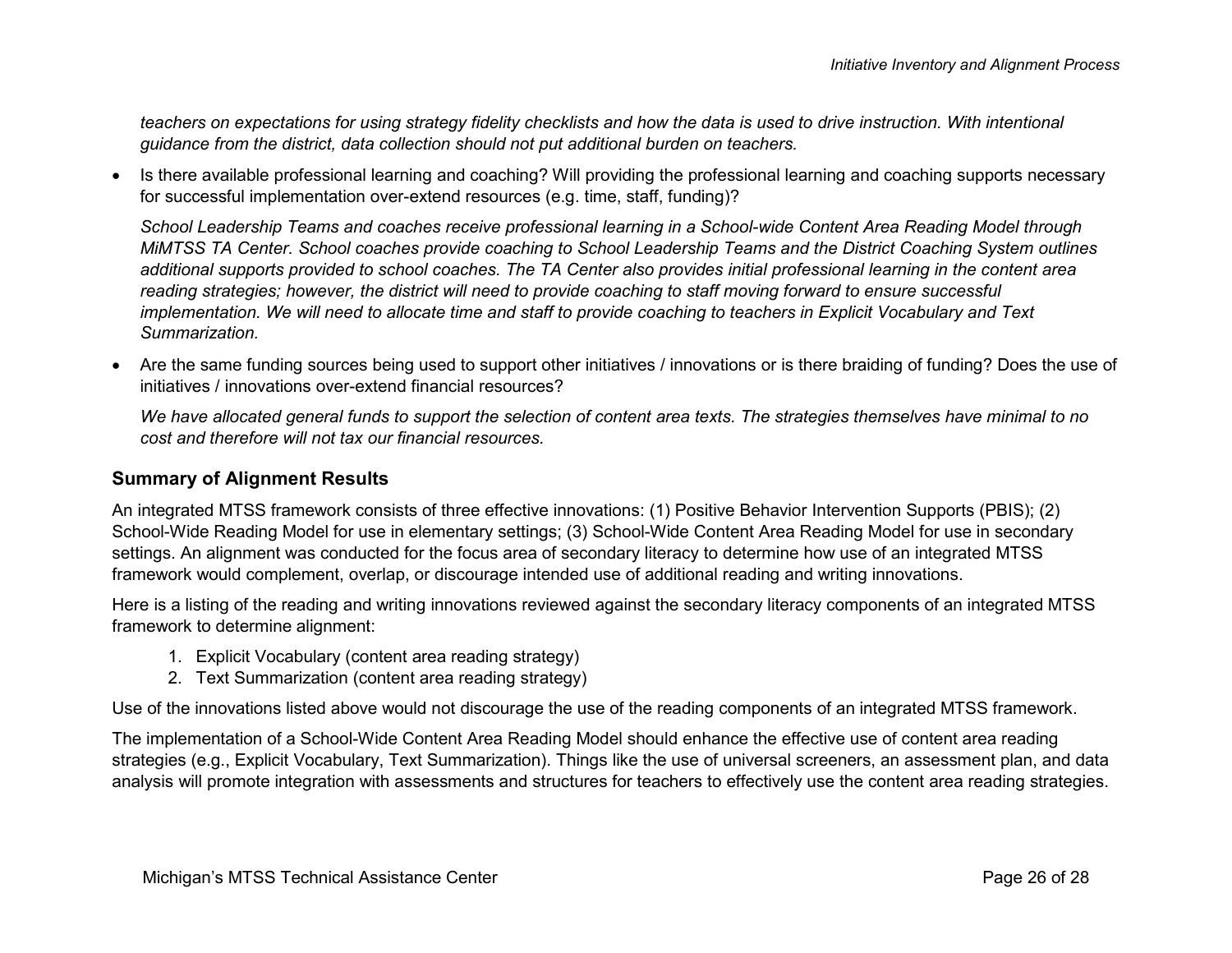*teachers on expectations for using strategy fidelity checklists and how the data is used to drive instruction. With intentional guidance from the district, data collection should not put additional burden on teachers.*

- Is there available professional learning and coaching? Will providing the professional learning and coaching supports necessary for successful implementation over-extend resources (e.g. time, staff, funding)?

  *School Leadership Teams and coaches receive professional learning in a School-wide Content Area Reading Model through MiMTSS TA Center. School coaches provide coaching to School Leadership Teams and the District Coaching System outlines additional supports provided to school coaches. The TA Center also provides initial professional learning in the content area reading strategies; however, the district will need to provide coaching to staff moving forward to ensure successful implementation. We will need to allocate time and staff to provide coaching to teachers in Explicit Vocabulary and Text Summarization.*

- Are the same funding sources being used to support other initiatives / innovations or is there braiding of funding? Does the use of initiatives / innovations over-extend financial resources?

  *We have allocated general funds to support the selection of content area texts. The strategies themselves have minimal to no cost and therefore will not tax our financial resources.*

### Summary of Alignment Results

An integrated MTSS framework consists of three effective innovations: (1) Positive Behavior Intervention Supports (PBIS); (2) School-Wide Reading Model for use in elementary settings; (3) School-Wide Content Area Reading Model for use in secondary settings. An alignment was conducted for the focus area of secondary literacy to determine how use of an integrated MTSS framework would complement, overlap, or discourage intended use of additional reading and writing innovations.

Here is a listing of the reading and writing innovations reviewed against the secondary literacy components of an integrated MTSS framework to determine alignment:

1. Explicit Vocabulary (content area reading strategy)
2. Text Summarization (content area reading strategy)

Use of the innovations listed above would not discourage the use of the reading components of an integrated MTSS framework.

The implementation of a School-Wide Content Area Reading Model should enhance the effective use of content area reading strategies (e.g., Explicit Vocabulary, Text Summarization). Things like the use of universal screeners, an assessment plan, and data analysis will promote integration with assessments and structures for teachers to effectively use the content area reading strategies.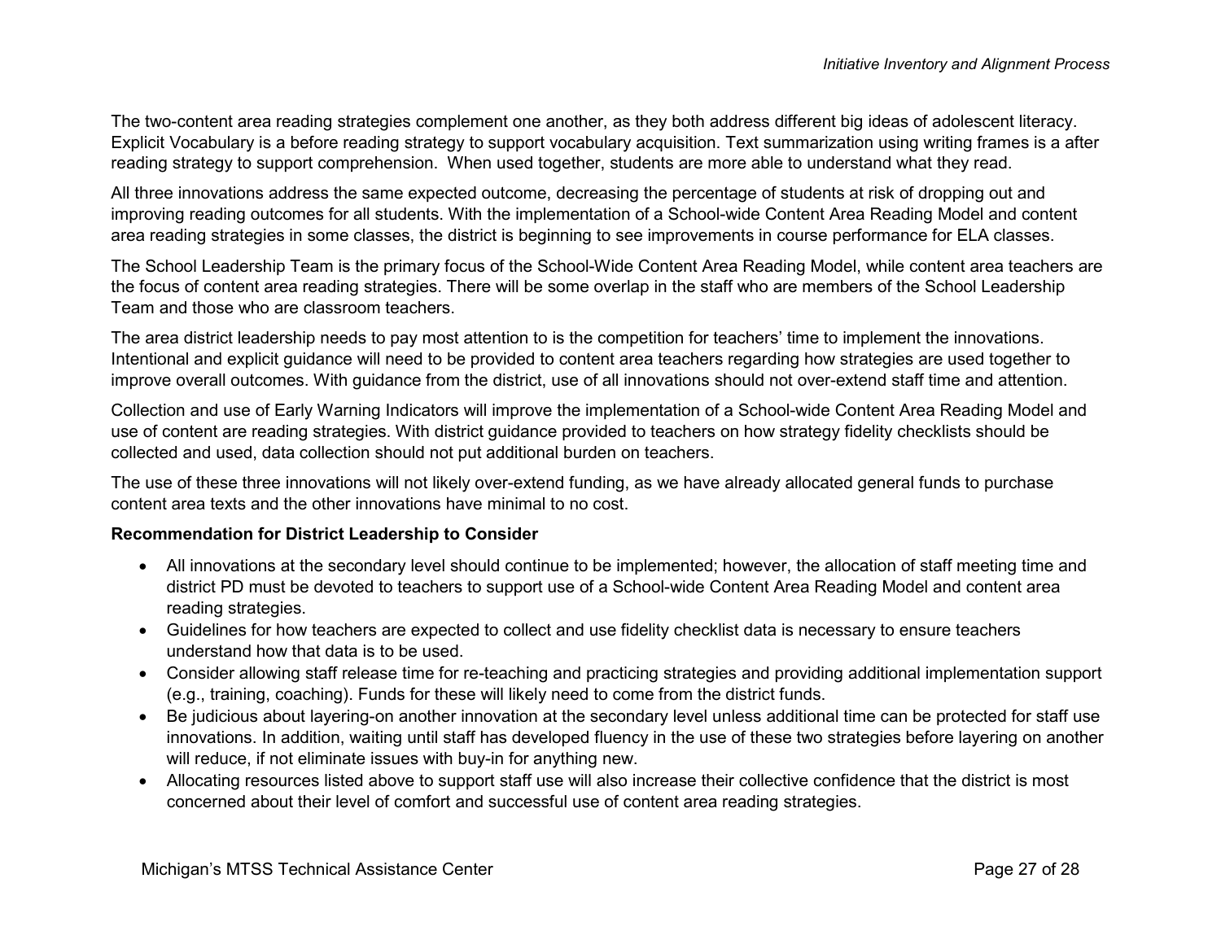The two-content area reading strategies complement one another, as they both address different big ideas of adolescent literacy. Explicit Vocabulary is a before reading strategy to support vocabulary acquisition. Text summarization using writing frames is a after reading strategy to support comprehension. When used together, students are more able to understand what they read.

All three innovations address the same expected outcome, decreasing the percentage of students at risk of dropping out and improving reading outcomes for all students. With the implementation of a School-wide Content Area Reading Model and content area reading strategies in some classes, the district is beginning to see improvements in course performance for ELA classes.

The School Leadership Team is the primary focus of the School-Wide Content Area Reading Model, while content area teachers are the focus of content area reading strategies. There will be some overlap in the staff who are members of the School Leadership Team and those who are classroom teachers.

The area district leadership needs to pay most attention to is the competition for teachers' time to implement the innovations. Intentional and explicit guidance will need to be provided to content area teachers regarding how strategies are used together to improve overall outcomes. With guidance from the district, use of all innovations should not over-extend staff time and attention.

Collection and use of Early Warning Indicators will improve the implementation of a School-wide Content Area Reading Model and use of content are reading strategies. With district guidance provided to teachers on how strategy fidelity checklists should be collected and used, data collection should not put additional burden on teachers.

The use of these three innovations will not likely over-extend funding, as we have already allocated general funds to purchase content area texts and the other innovations have minimal to no cost.

**Recommendation for District Leadership to Consider**

- All innovations at the secondary level should continue to be implemented; however, the allocation of staff meeting time and district PD must be devoted to teachers to support use of a School-wide Content Area Reading Model and content area reading strategies.
- Guidelines for how teachers are expected to collect and use fidelity checklist data is necessary to ensure teachers understand how that data is to be used.
- Consider allowing staff release time for re-teaching and practicing strategies and providing additional implementation support (e.g., training, coaching). Funds for these will likely need to come from the district funds.
- Be judicious about layering-on another innovation at the secondary level unless additional time can be protected for staff use innovations. In addition, waiting until staff has developed fluency in the use of these two strategies before layering on another will reduce, if not eliminate issues with buy-in for anything new.
- Allocating resources listed above to support staff use will also increase their collective confidence that the district is most concerned about their level of comfort and successful use of content area reading strategies.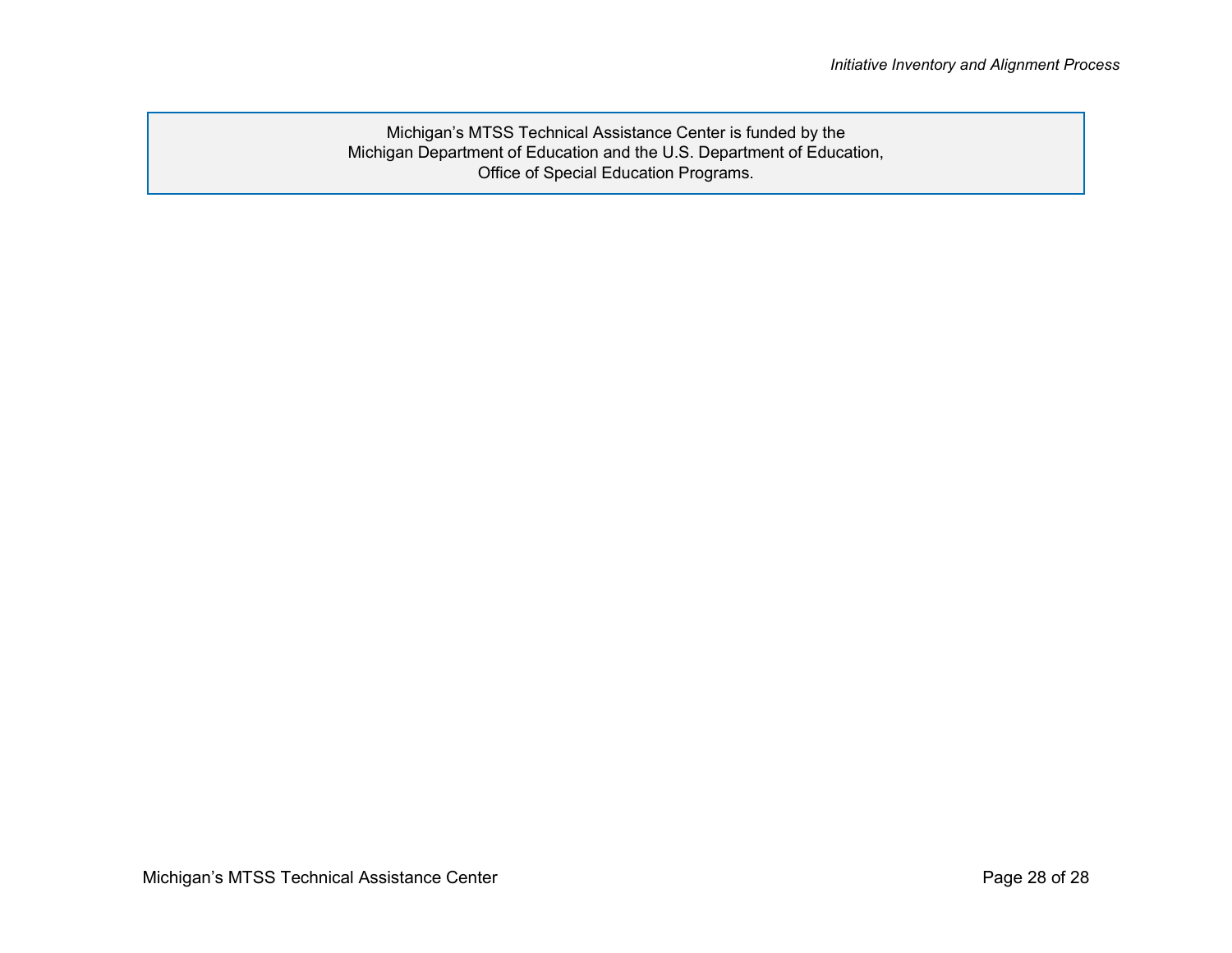Michigan’s MTSS Technical Assistance Center is funded by the
Michigan Department of Education and the U.S. Department of Education,
Office of Special Education Programs.